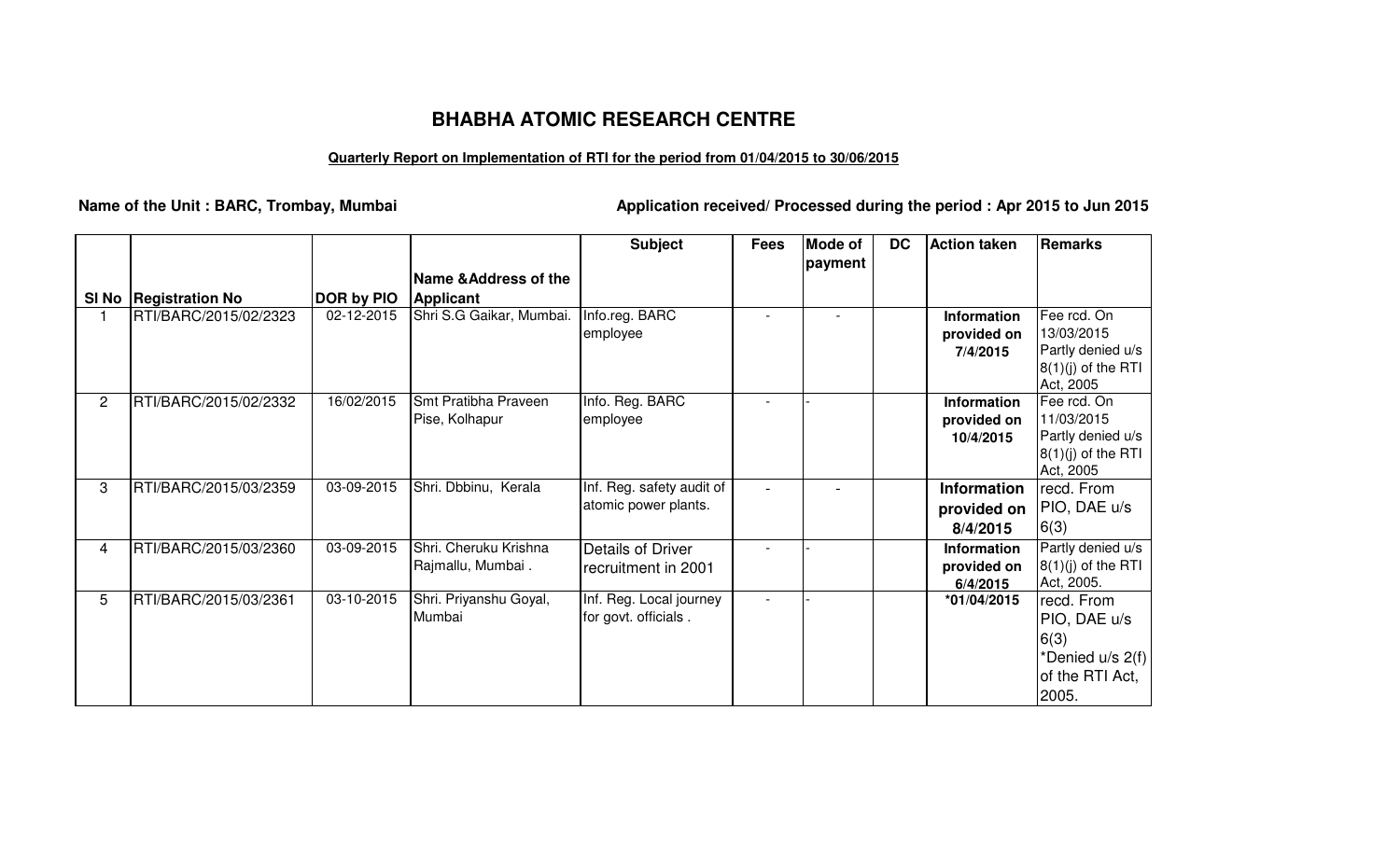# BHABHA ATOMIC RESEARCH CENTRE

**Quarterly Report on Implementation of RTI for the period from 01/04/2015 to 30/06/2015**

**Name of the Unit : BARC, Trombay, Mumbai**

**Application received/ Processed during the period : Apr 2015 to Jun 2015**

| Sl No | Registration No | DOR by PIO | Name &Address of the Applicant | Subject | Fees | Mode of payment | DC | Action taken | Remarks |
|---|---|---|---|---|---|---|---|---|---|
| 1 | RTI/BARC/2015/02/2323 | 02-12-2015 | Shri S.G Gaikar, Mumbai. | Info.reg. BARC employee | - | - | | **Information provided on 7/4/2015** | Fee rcd. On 13/03/2015 Partly denied u/s 8(1)(j) of the RTI Act, 2005 |
| 2 | RTI/BARC/2015/02/2332 | 16/02/2015 | Smt Pratibha Praveen Pise, Kolhapur | Info. Reg. BARC employee | - | - | | **Information provided on 10/4/2015** | Fee rcd. On 11/03/2015 Partly denied u/s 8(1)(j) of the RTI Act, 2005 |
| 3 | RTI/BARC/2015/03/2359 | 03-09-2015 | Shri. Dbbinu, Kerala | Inf. Reg. safety audit of atomic power plants. | - | - | | **Information provided on 8/4/2015** | recd. From PIO, DAE u/s 6(3) |
| 4 | RTI/BARC/2015/03/2360 | 03-09-2015 | Shri. Cheruku Krishna Rajmallu, Mumbai . | Details of Driver recruitment in 2001 | - | - | | **Information provided on 6/4/2015** | Partly denied u/s 8(1)(j) of the RTI Act, 2005. |
| 5 | RTI/BARC/2015/03/2361 | 03-10-2015 | Shri. Priyanshu Goyal, Mumbai | Inf. Reg. Local journey for govt. officials . | - | - | | **\*01/04/2015** | recd. From PIO, DAE u/s 6(3) \*Denied u/s 2(f) of the RTI Act, 2005. |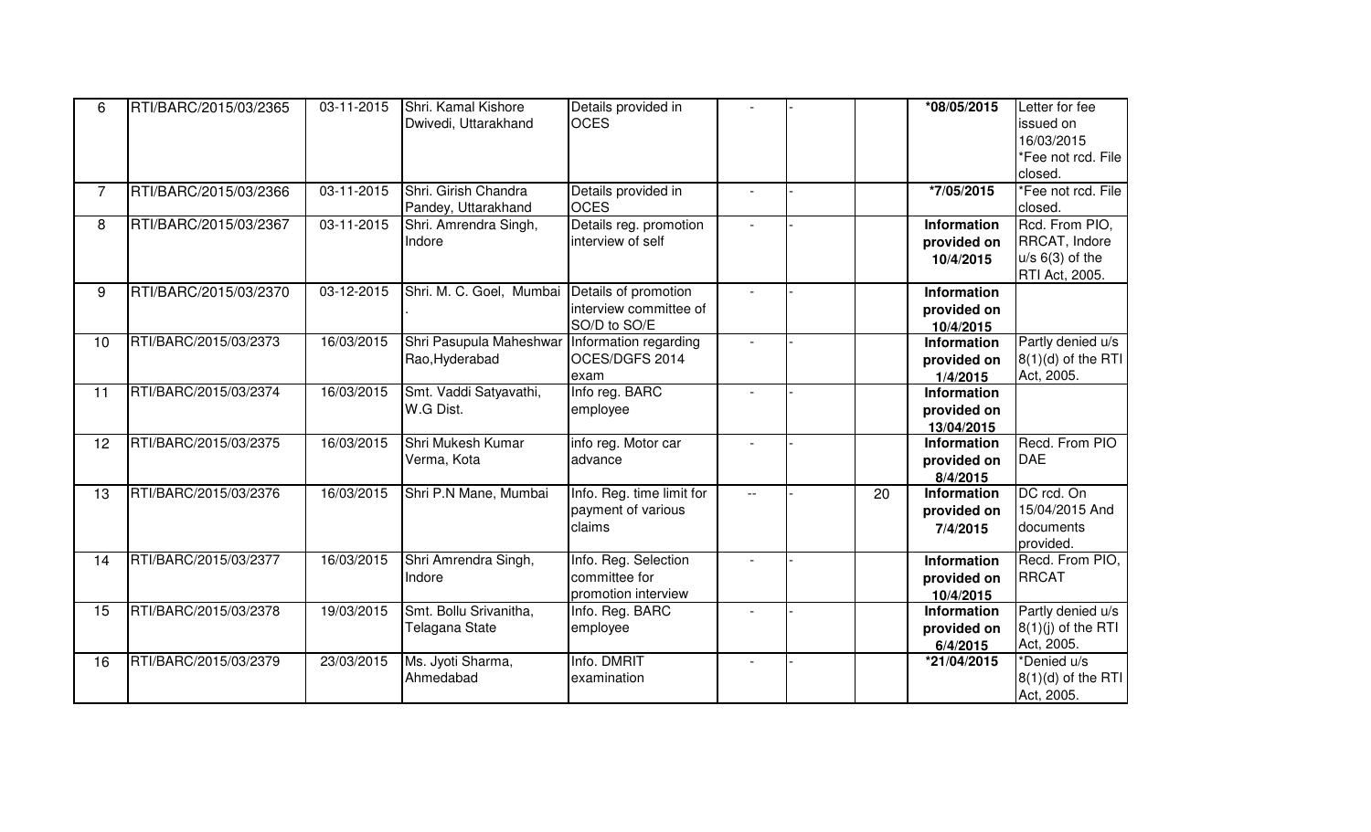| 6 | RTI/BARC/2015/03/2365 | 03-11-2015 | Shri. Kamal Kishore Dwivedi, Uttarakhand | Details provided in OCES | - | - | | **\*08/05/2015** | Letter for fee issued on 16/03/2015 *Fee not rcd. File closed. |
|---|---|---|---|---|---|---|---|---|---|
| 7 | RTI/BARC/2015/03/2366 | 03-11-2015 | Shri. Girish Chandra Pandey, Uttarakhand | Details provided in OCES | - | - | | **\*7/05/2015** | *Fee not rcd. File closed. |
| 8 | RTI/BARC/2015/03/2367 | 03-11-2015 | Shri. Amrendra Singh, Indore | Details reg. promotion interview of self | - | - | | **Information provided on 10/4/2015** | Rcd. From PIO, RRCAT, Indore u/s 6(3) of the RTI Act, 2005. |
| 9 | RTI/BARC/2015/03/2370 | 03-12-2015 | Shri. M. C. Goel, Mumbai . | Details of promotion interview committee of SO/D to SO/E | - | - | | **Information provided on 10/4/2015** | |
| 10 | RTI/BARC/2015/03/2373 | 16/03/2015 | Shri Pasupula Maheshwar Rao,Hyderabad | Information regarding OCES/DGFS 2014 exam | - | - | | **Information provided on 1/4/2015** | Partly denied u/s 8(1)(d) of the RTI Act, 2005. |
| 11 | RTI/BARC/2015/03/2374 | 16/03/2015 | Smt. Vaddi Satyavathi, W.G Dist. | Info reg. BARC employee | - | - | | **Information provided on 13/04/2015** | |
| 12 | RTI/BARC/2015/03/2375 | 16/03/2015 | Shri Mukesh Kumar Verma, Kota | info reg. Motor car advance | - | - | | **Information provided on 8/4/2015** | Recd. From PIO DAE |
| 13 | RTI/BARC/2015/03/2376 | 16/03/2015 | Shri P.N Mane, Mumbai | Info. Reg. time limit for payment of various claims | -- | - | 20 | **Information provided on 7/4/2015** | DC rcd. On 15/04/2015 And documents provided. |
| 14 | RTI/BARC/2015/03/2377 | 16/03/2015 | Shri Amrendra Singh, Indore | Info. Reg. Selection committee for promotion interview | - | - | | **Information provided on 10/4/2015** | Recd. From PIO, RRCAT |
| 15 | RTI/BARC/2015/03/2378 | 19/03/2015 | Smt. Bollu Srivanitha, Telagana State | Info. Reg. BARC employee | - | - | | **Information provided on 6/4/2015** | Partly denied u/s 8(1)(j) of the RTI Act, 2005. |
| 16 | RTI/BARC/2015/03/2379 | 23/03/2015 | Ms. Jyoti Sharma, Ahmedabad | Info. DMRIT examination | - | - | | **\*21/04/2015** | *Denied u/s 8(1)(d) of the RTI Act, 2005. |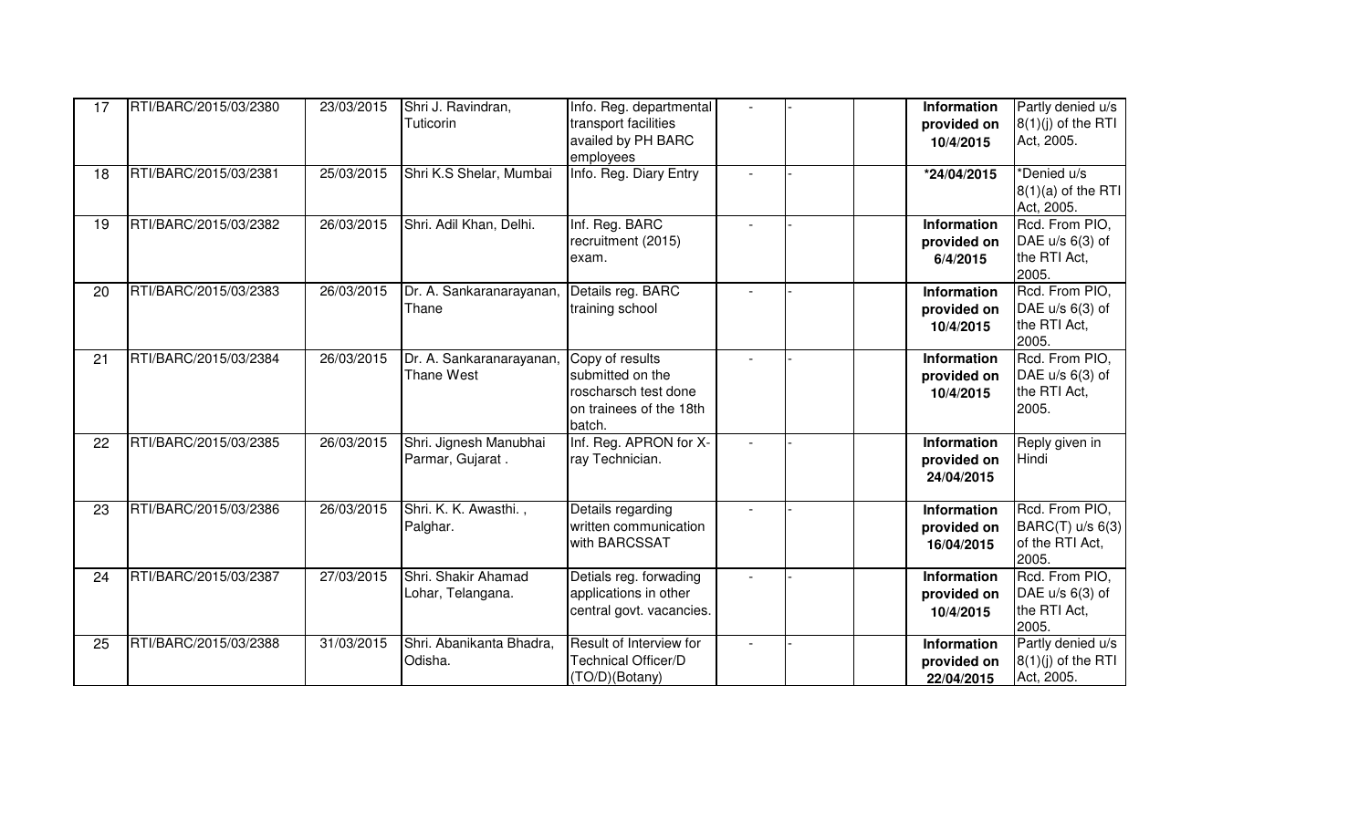| | | | | | | | | | |
|---|---|---|---|---|---|---|---|---|---|
| 17 | RTI/BARC/2015/03/2380 | 23/03/2015 | Shri J. Ravindran, Tuticorin | Info. Reg. departmental transport facilities availed by PH BARC employees | - | - | | **Information provided on 10/4/2015** | Partly denied u/s 8(1)(j) of the RTI Act, 2005. |
| 18 | RTI/BARC/2015/03/2381 | 25/03/2015 | Shri K.S Shelar, Mumbai | Info. Reg. Diary Entry | - | - | | **\*24/04/2015** | \*Denied u/s 8(1)(a) of the RTI Act, 2005. |
| 19 | RTI/BARC/2015/03/2382 | 26/03/2015 | Shri. Adil Khan, Delhi. | Inf. Reg. BARC recruitment (2015) exam. | - | - | | **Information provided on 6/4/2015** | Rcd. From PIO, DAE u/s 6(3) of the RTI Act, 2005. |
| 20 | RTI/BARC/2015/03/2383 | 26/03/2015 | Dr. A. Sankaranarayanan, Thane | Details reg. BARC training school | - | - | | **Information provided on 10/4/2015** | Rcd. From PIO, DAE u/s 6(3) of the RTI Act, 2005. |
| 21 | RTI/BARC/2015/03/2384 | 26/03/2015 | Dr. A. Sankaranarayanan, Thane West | Copy of results submitted on the roscharsch test done on trainees of the 18th batch. | - | - | | **Information provided on 10/4/2015** | Rcd. From PIO, DAE u/s 6(3) of the RTI Act, 2005. |
| 22 | RTI/BARC/2015/03/2385 | 26/03/2015 | Shri. Jignesh Manubhai Parmar, Gujarat . | Inf. Reg. APRON for X-ray Technician. | - | - | | **Information provided on 24/04/2015** | Reply given in Hindi |
| 23 | RTI/BARC/2015/03/2386 | 26/03/2015 | Shri. K. K. Awasthi. , Palghar. | Details regarding written communication with BARCSSAT | - | - | | **Information provided on 16/04/2015** | Rcd. From PIO, BARC(T) u/s 6(3) of the RTI Act, 2005. |
| 24 | RTI/BARC/2015/03/2387 | 27/03/2015 | Shri. Shakir Ahamad Lohar, Telangana. | Detials reg. forwading applications in other central govt. vacancies. | - | - | | **Information provided on 10/4/2015** | Rcd. From PIO, DAE u/s 6(3) of the RTI Act, 2005. |
| 25 | RTI/BARC/2015/03/2388 | 31/03/2015 | Shri. Abanikanta Bhadra, Odisha. | Result of Interview for Technical Officer/D (TO/D)(Botany) | - | - | | **Information provided on 22/04/2015** | Partly denied u/s 8(1)(j) of the RTI Act, 2005. |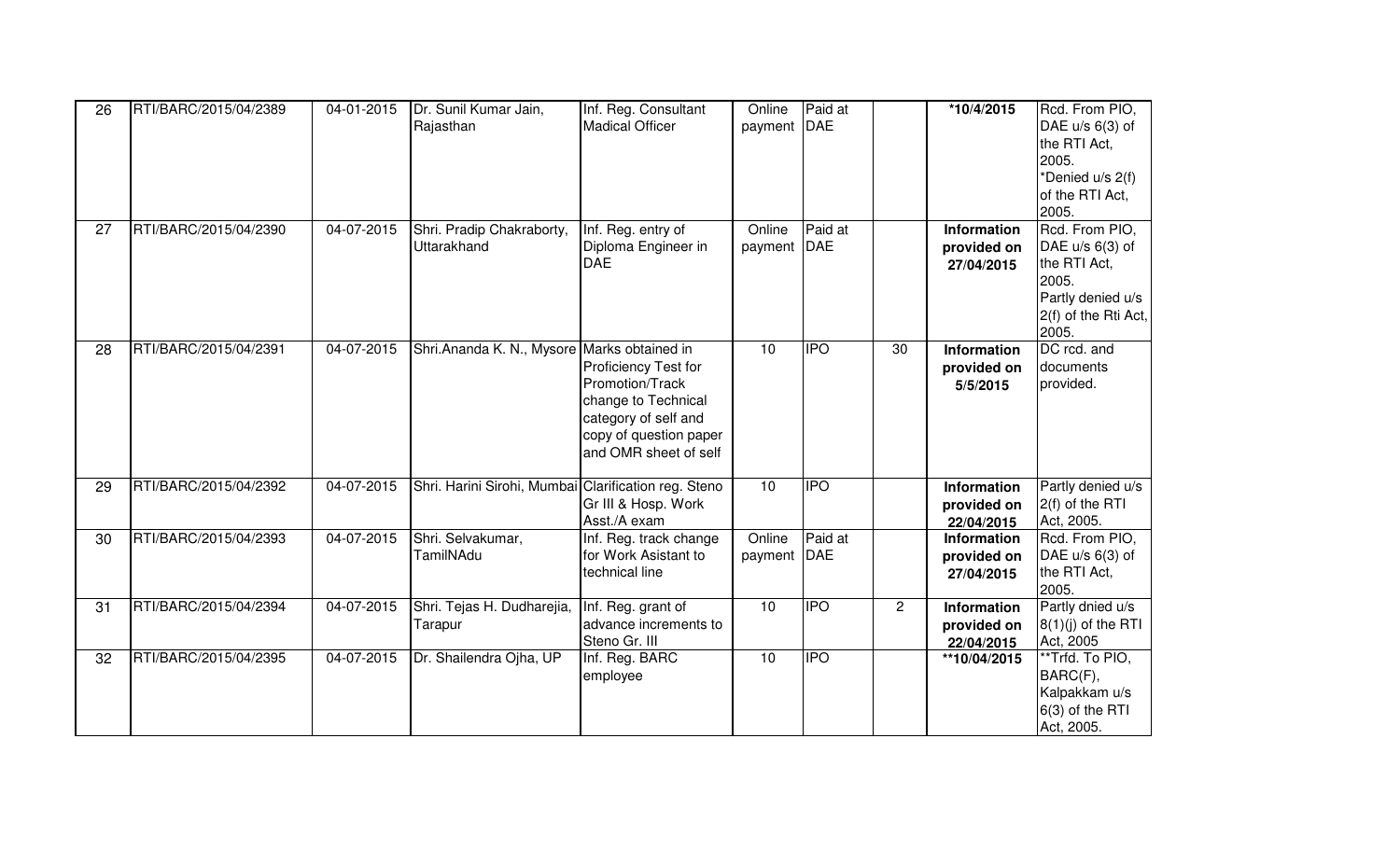| 26 | RTI/BARC/2015/04/2389 | 04-01-2015 | Dr. Sunil Kumar Jain, Rajasthan | Inf. Reg. Consultant Madical Officer | Online payment | Paid at DAE | | ***10/4/2015** | Rcd. From PIO, DAE u/s 6(3) of the RTI Act, 2005. *Denied u/s 2(f) of the RTI Act, 2005. |
|---|---|---|---|---|---|---|---|---|---|
| 27 | RTI/BARC/2015/04/2390 | 04-07-2015 | Shri. Pradip Chakraborty, Uttarakhand | Inf. Reg. entry of Diploma Engineer in DAE | Online payment | Paid at DAE | | **Information provided on 27/04/2015** | Rcd. From PIO, DAE u/s 6(3) of the RTI Act, 2005. Partly denied u/s 2(f) of the Rti Act, 2005. |
| 28 | RTI/BARC/2015/04/2391 | 04-07-2015 | Shri.Ananda K. N., Mysore | Marks obtained in Proficiency Test for Promotion/Track change to Technical category of self and copy of question paper and OMR sheet of self | 10 | IPO | 30 | **Information provided on 5/5/2015** | DC rcd. and documents provided. |
| 29 | RTI/BARC/2015/04/2392 | 04-07-2015 | Shri. Harini Sirohi, Mumbai | Clarification reg. Steno Gr III & Hosp. Work Asst./A exam | 10 | IPO | | **Information provided on 22/04/2015** | Partly denied u/s 2(f) of the RTI Act, 2005. |
| 30 | RTI/BARC/2015/04/2393 | 04-07-2015 | Shri. Selvakumar, TamilNAdu | Inf. Reg. track change for Work Asistant to technical line | Online payment | Paid at DAE | | **Information provided on 27/04/2015** | Rcd. From PIO, DAE u/s 6(3) of the RTI Act, 2005. |
| 31 | RTI/BARC/2015/04/2394 | 04-07-2015 | Shri. Tejas H. Dudharejia, Tarapur | Inf. Reg. grant of advance increments to Steno Gr. III | 10 | IPO | 2 | **Information provided on 22/04/2015** | Partly dnied u/s 8(1)(j) of the RTI Act, 2005 |
| 32 | RTI/BARC/2015/04/2395 | 04-07-2015 | Dr. Shailendra Ojha, UP | Inf. Reg. BARC employee | 10 | IPO | | ****10/04/2015** | **Trfd. To PIO, BARC(F), Kalpakkam u/s 6(3) of the RTI Act, 2005. |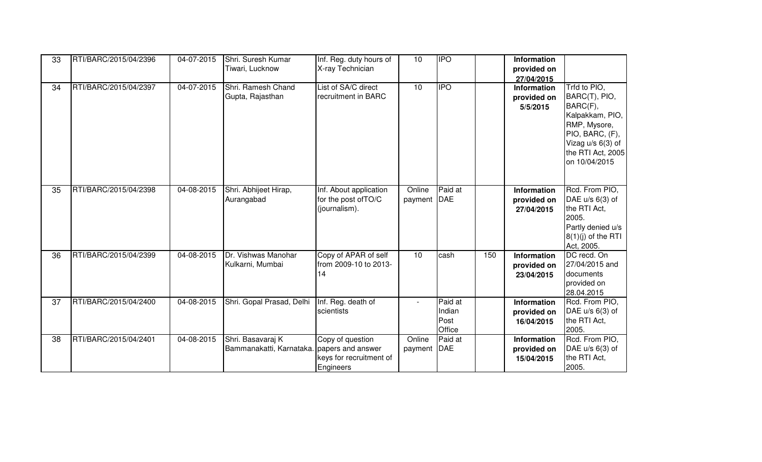| 33 | RTI/BARC/2015/04/2396 | 04-07-2015 | Shri. Suresh Kumar Tiwari, Lucknow | Inf. Reg. duty hours of X-ray Technician | 10 | IPO | | **Information provided on 27/04/2015** | |
|---|---|---|---|---|---|---|---|---|---|
| 34 | RTI/BARC/2015/04/2397 | 04-07-2015 | Shri. Ramesh Chand Gupta, Rajasthan | List of SA/C direct recruitment in BARC | 10 | IPO | | **Information provided on 5/5/2015** | Trfd to PIO, BARC(T), PIO, BARC(F), Kalpakkam, PIO, RMP, Mysore, PIO, BARC, (F), Vizag u/s 6(3) of the RTI Act, 2005 on 10/04/2015 |
| 35 | RTI/BARC/2015/04/2398 | 04-08-2015 | Shri. Abhijeet Hirap, Aurangabad | Inf. About application for the post ofTO/C (journalism). | Online payment | Paid at DAE | | **Information provided on 27/04/2015** | Rcd. From PIO, DAE u/s 6(3) of the RTI Act, 2005. Partly denied u/s 8(1)(j) of the RTI Act, 2005. |
| 36 | RTI/BARC/2015/04/2399 | 04-08-2015 | Dr. Vishwas Manohar Kulkarni, Mumbai | Copy of APAR of self from 2009-10 to 2013-14 | 10 | cash | 150 | **Information provided on 23/04/2015** | DC recd. On 27/04/2015 and documents provided on 28.04.2015 |
| 37 | RTI/BARC/2015/04/2400 | 04-08-2015 | Shri. Gopal Prasad, Delhi | Inf. Reg. death of scientists | - | Paid at Indian Post Office | | **Information provided on 16/04/2015** | Rcd. From PIO, DAE u/s 6(3) of the RTI Act, 2005. |
| 38 | RTI/BARC/2015/04/2401 | 04-08-2015 | Shri. Basavaraj K Bammanakatti, Karnataka. | Copy of question papers and answer keys for recruitment of Engineers | Online payment | Paid at DAE | | **Information provided on 15/04/2015** | Rcd. From PIO, DAE u/s 6(3) of the RTI Act, 2005. |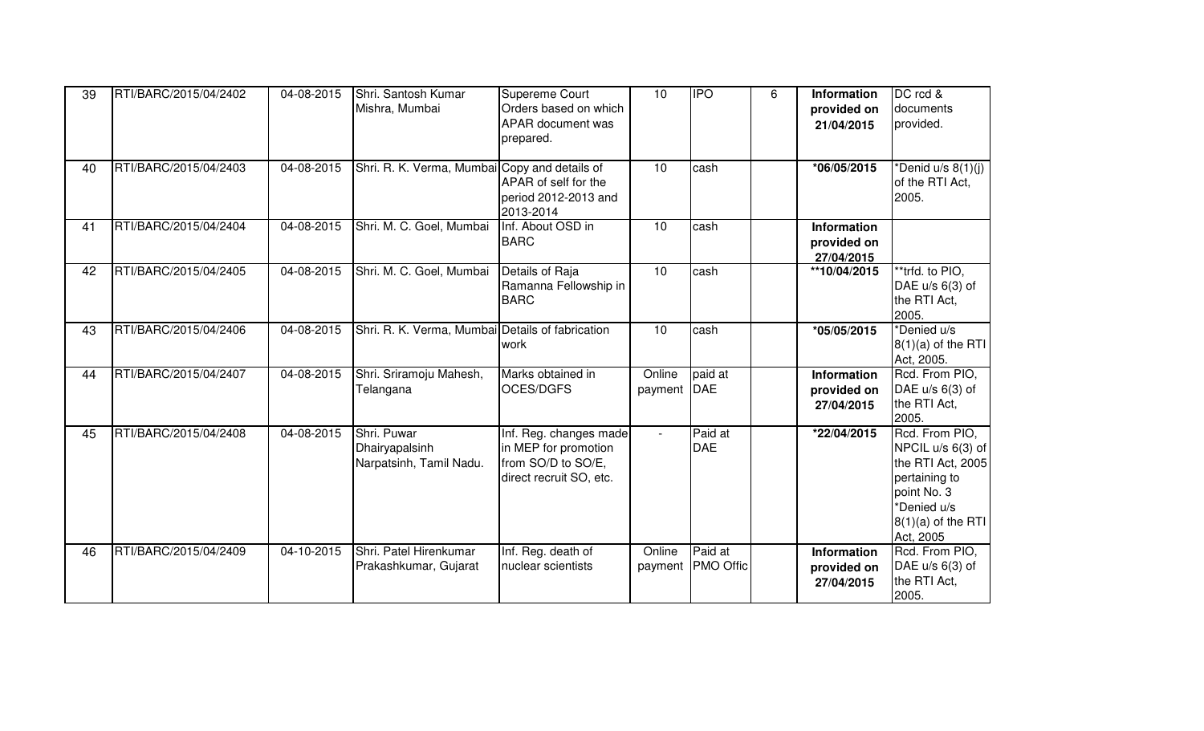| 39 | RTI/BARC/2015/04/2402 | 04-08-2015 | Shri. Santosh Kumar Mishra, Mumbai | Supereme Court Orders based on which APAR document was prepared. | 10 | IPO | 6 | **Information provided on 21/04/2015** | DC rcd & documents provided. |
|---|---|---|---|---|---|---|---|---|---|
| 40 | RTI/BARC/2015/04/2403 | 04-08-2015 | Shri. R. K. Verma, Mumbai | Copy and details of APAR of self for the period 2012-2013 and 2013-2014 | 10 | cash | | ***06/05/2015** | *Denid u/s 8(1)(j) of the RTI Act, 2005. |
| 41 | RTI/BARC/2015/04/2404 | 04-08-2015 | Shri. M. C. Goel, Mumbai | Inf. About OSD in BARC | 10 | cash | | **Information provided on 27/04/2015** | |
| 42 | RTI/BARC/2015/04/2405 | 04-08-2015 | Shri. M. C. Goel, Mumbai | Details of Raja Ramanna Fellowship in BARC | 10 | cash | | ****10/04/2015** | **trfd. to PIO, DAE u/s 6(3) of the RTI Act, 2005. |
| 43 | RTI/BARC/2015/04/2406 | 04-08-2015 | Shri. R. K. Verma, Mumbai | Details of fabrication work | 10 | cash | | ***05/05/2015** | *Denied u/s 8(1)(a) of the RTI Act, 2005. |
| 44 | RTI/BARC/2015/04/2407 | 04-08-2015 | Shri. Sriramoju Mahesh, Telangana | Marks obtained in OCES/DGFS | Online payment | paid at DAE | | **Information provided on 27/04/2015** | Rcd. From PIO, DAE u/s 6(3) of the RTI Act, 2005. |
| 45 | RTI/BARC/2015/04/2408 | 04-08-2015 | Shri. Puwar Dhairyapalsinh Narpatsinh, Tamil Nadu. | Inf. Reg. changes made in MEP for promotion from SO/D to SO/E, direct recruit SO, etc. | - | Paid at DAE | | ***22/04/2015** | Rcd. From PIO, NPCIL u/s 6(3) of the RTI Act, 2005 pertaining to point No. 3 *Denied u/s 8(1)(a) of the RTI Act, 2005 |
| 46 | RTI/BARC/2015/04/2409 | 04-10-2015 | Shri. Patel Hirenkumar Prakashkumar, Gujarat | Inf. Reg. death of nuclear scientists | Online payment | Paid at PMO Offic | | **Information provided on 27/04/2015** | Rcd. From PIO, DAE u/s 6(3) of the RTI Act, 2005. |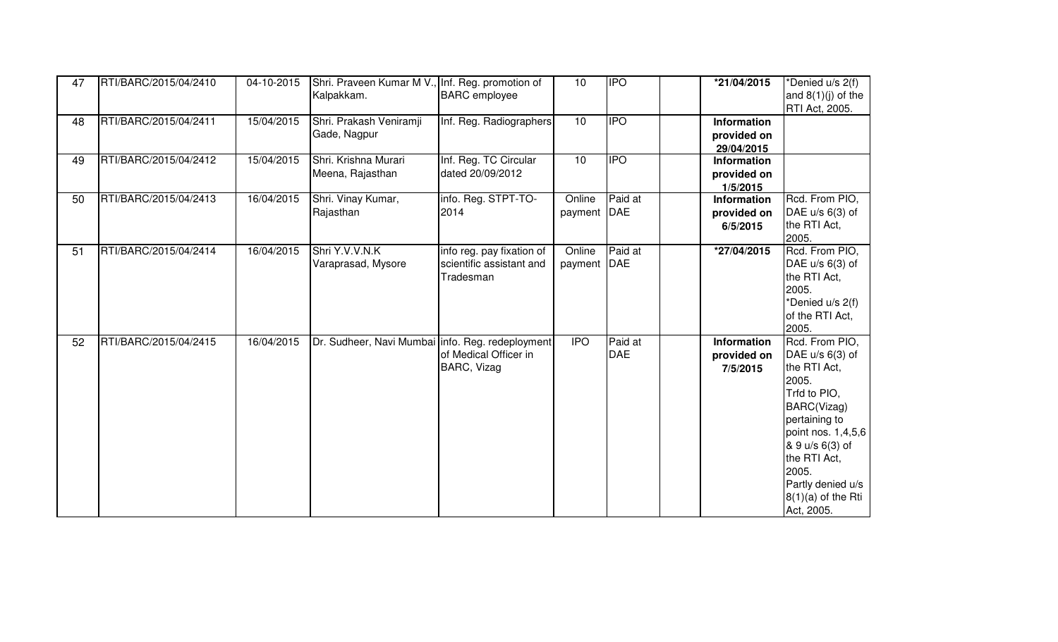| 47 | RTI/BARC/2015/04/2410 | 04-10-2015 | Shri. Praveen Kumar M V., Kalpakkam. | Inf. Reg. promotion of BARC employee | 10 | IPO | | **\*21/04/2015** | *Denied u/s 2(f) and 8(1)(j) of the RTI Act, 2005. |
|---|---|---|---|---|---|---|---|---|---|
| 48 | RTI/BARC/2015/04/2411 | 15/04/2015 | Shri. Prakash Veniramji Gade, Nagpur | Inf. Reg. Radiographers | 10 | IPO | | **Information provided on 29/04/2015** | |
| 49 | RTI/BARC/2015/04/2412 | 15/04/2015 | Shri. Krishna Murari Meena, Rajasthan | Inf. Reg. TC Circular dated 20/09/2012 | 10 | IPO | | **Information provided on 1/5/2015** | |
| 50 | RTI/BARC/2015/04/2413 | 16/04/2015 | Shri. Vinay Kumar, Rajasthan | info. Reg. STPT-TO-2014 | Online payment | Paid at DAE | | **Information provided on 6/5/2015** | Rcd. From PIO, DAE u/s 6(3) of the RTI Act, 2005. |
| 51 | RTI/BARC/2015/04/2414 | 16/04/2015 | Shri Y.V.V.N.K Varaprasad, Mysore | info reg. pay fixation of scientific assistant and Tradesman | Online payment | Paid at DAE | | **\*27/04/2015** | Rcd. From PIO, DAE u/s 6(3) of the RTI Act, 2005. *Denied u/s 2(f) of the RTI Act, 2005. |
| 52 | RTI/BARC/2015/04/2415 | 16/04/2015 | Dr. Sudheer, Navi Mumbai | info. Reg. redeployment of Medical Officer in BARC, Vizag | IPO | Paid at DAE | | **Information provided on 7/5/2015** | Rcd. From PIO, DAE u/s 6(3) of the RTI Act, 2005. Trfd to PIO, BARC(Vizag) pertaining to point nos. 1,4,5,6 & 9 u/s 6(3) of the RTI Act, 2005. Partly denied u/s 8(1)(a) of the Rti Act, 2005. |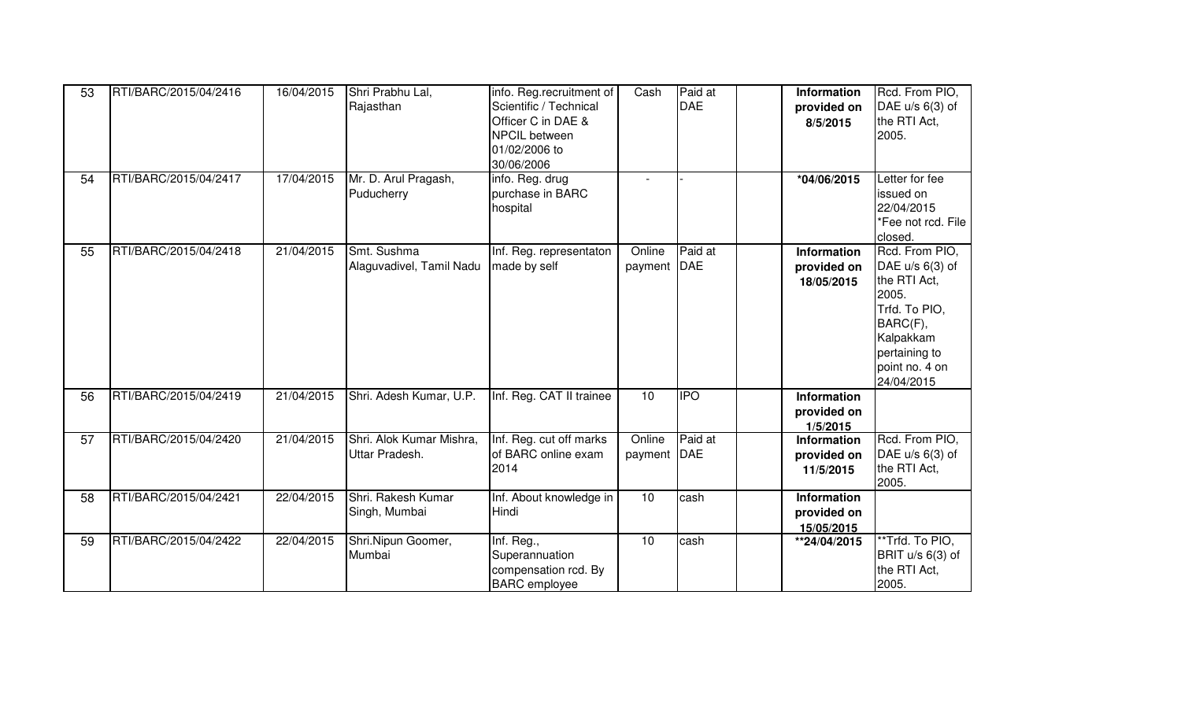| 53 | RTI/BARC/2015/04/2416 | 16/04/2015 | Shri Prabhu Lal, Rajasthan | info. Reg.recruitment of Scientific / Technical Officer C in DAE & NPCIL between 01/02/2006 to 30/06/2006 | Cash | Paid at DAE | | **Information provided on 8/5/2015** | Rcd. From PIO, DAE u/s 6(3) of the RTI Act, 2005. |
|---|---|---|---|---|---|---|---|---|---|
| 54 | RTI/BARC/2015/04/2417 | 17/04/2015 | Mr. D. Arul Pragash, Puducherry | info. Reg. drug purchase in BARC hospital | - | - | | ***04/06/2015** | Letter for fee issued on 22/04/2015 *Fee not rcd. File closed. |
| 55 | RTI/BARC/2015/04/2418 | 21/04/2015 | Smt. Sushma Alaguvadivel, Tamil Nadu | Inf. Reg. representaton made by self | Online payment | Paid at DAE | | **Information provided on 18/05/2015** | Rcd. From PIO, DAE u/s 6(3) of the RTI Act, 2005. Trfd. To PIO, BARC(F), Kalpakkam pertaining to point no. 4 on 24/04/2015 |
| 56 | RTI/BARC/2015/04/2419 | 21/04/2015 | Shri. Adesh Kumar, U.P. | Inf. Reg. CAT II trainee | 10 | IPO | | **Information provided on 1/5/2015** | |
| 57 | RTI/BARC/2015/04/2420 | 21/04/2015 | Shri. Alok Kumar Mishra, Uttar Pradesh. | Inf. Reg. cut off marks of BARC online exam 2014 | Online payment | Paid at DAE | | **Information provided on 11/5/2015** | Rcd. From PIO, DAE u/s 6(3) of the RTI Act, 2005. |
| 58 | RTI/BARC/2015/04/2421 | 22/04/2015 | Shri. Rakesh Kumar Singh, Mumbai | Inf. About knowledge in Hindi | 10 | cash | | **Information provided on 15/05/2015** | |
| 59 | RTI/BARC/2015/04/2422 | 22/04/2015 | Shri.Nipun Goomer, Mumbai | Inf. Reg., Superannuation compensation rcd. By BARC employee | 10 | cash | | ****24/04/2015** | **Trfd. To PIO, BRIT u/s 6(3) of the RTI Act, 2005. |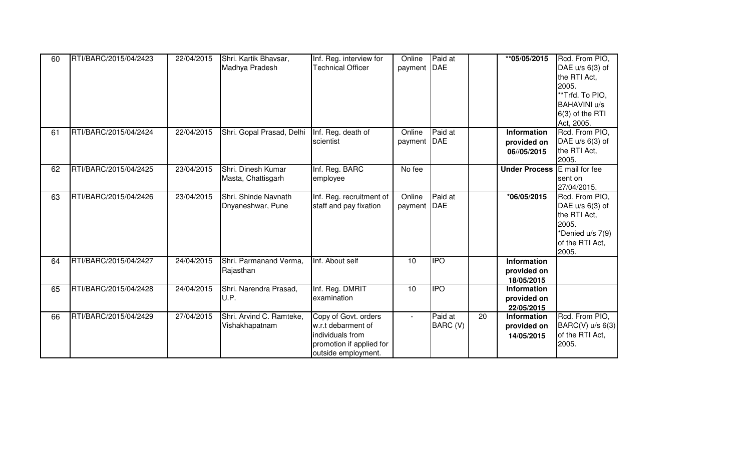| 60 | RTI/BARC/2015/04/2423 | 22/04/2015 | Shri. Kartik Bhavsar, Madhya Pradesh | Inf. Reg. interview for Technical Officer | Online payment | Paid at DAE | | **05/05/2015 | Rcd. From PIO, DAE u/s 6(3) of the RTI Act, 2005. **Trfd. To PIO, BAHAVINI u/s 6(3) of the RTI Act, 2005. |
|---|---|---|---|---|---|---|---|---|---|
| 61 | RTI/BARC/2015/04/2424 | 22/04/2015 | Shri. Gopal Prasad, Delhi | Inf. Reg. death of scientist | Online payment | Paid at DAE | | **Information provided on 06//05/2015** | Rcd. From PIO, DAE u/s 6(3) of the RTI Act, 2005. |
| 62 | RTI/BARC/2015/04/2425 | 23/04/2015 | Shri. Dinesh Kumar Masta, Chattisgarh | Inf. Reg. BARC employee | No fee | | | **Under Process** | E mail for fee sent on 27/04/2015. |
| 63 | RTI/BARC/2015/04/2426 | 23/04/2015 | Shri. Shinde Navnath Dnyaneshwar, Pune | Inf. Reg. recruitment of staff and pay fixation | Online payment | Paid at DAE | | *06/05/2015 | Rcd. From PIO, DAE u/s 6(3) of the RTI Act, 2005. *Denied u/s 7(9) of the RTI Act, 2005. |
| 64 | RTI/BARC/2015/04/2427 | 24/04/2015 | Shri. Parmanand Verma, Rajasthan | Inf. About self | 10 | IPO | | **Information provided on 18/05/2015** | |
| 65 | RTI/BARC/2015/04/2428 | 24/04/2015 | Shri. Narendra Prasad, U.P. | Inf. Reg. DMRIT examination | 10 | IPO | | **Information provided on 22/05/2015** | |
| 66 | RTI/BARC/2015/04/2429 | 27/04/2015 | Shri. Arvind C. Ramteke, Vishakhapatnam | Copy of Govt. orders w.r.t debarment of individuals from promotion if applied for outside employment. | - | Paid at BARC (V) | 20 | **Information provided on 14/05/2015** | Rcd. From PIO, BARC(V) u/s 6(3) of the RTI Act, 2005. |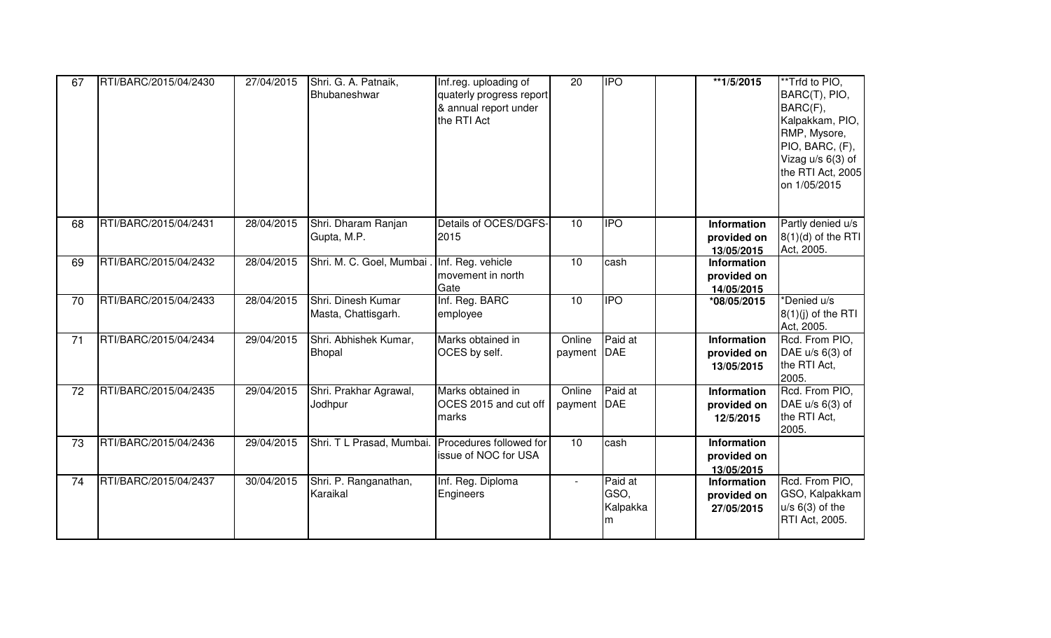| 67 | RTI/BARC/2015/04/2430 | 27/04/2015 | Shri. G. A. Patnaik, Bhubaneshwar | Inf.reg. uploading of quaterly progress report & annual report under the RTI Act | 20 | IPO | | **1/5/2015 | **Trfd to PIO, BARC(T), PIO, BARC(F), Kalpakkam, PIO, RMP, Mysore, PIO, BARC, (F), Vizag u/s 6(3) of the RTI Act, 2005 on 1/05/2015 |
|---|---|---|---|---|---|---|---|---|---|
| 68 | RTI/BARC/2015/04/2431 | 28/04/2015 | Shri. Dharam Ranjan Gupta, M.P. | Details of OCES/DGFS-2015 | 10 | IPO | | **Information provided on 13/05/2015** | Partly denied u/s 8(1)(d) of the RTI Act, 2005. |
| 69 | RTI/BARC/2015/04/2432 | 28/04/2015 | Shri. M. C. Goel, Mumbai . | Inf. Reg. vehicle movement in north Gate | 10 | cash | | **Information provided on 14/05/2015** | |
| 70 | RTI/BARC/2015/04/2433 | 28/04/2015 | Shri. Dinesh Kumar Masta, Chattisgarh. | Inf. Reg. BARC employee | 10 | IPO | | ***08/05/2015** | *Denied u/s 8(1)(j) of the RTI Act, 2005. |
| 71 | RTI/BARC/2015/04/2434 | 29/04/2015 | Shri. Abhishek Kumar, Bhopal | Marks obtained in OCES by self. | Online payment | Paid at DAE | | **Information provided on 13/05/2015** | Rcd. From PIO, DAE u/s 6(3) of the RTI Act, 2005. |
| 72 | RTI/BARC/2015/04/2435 | 29/04/2015 | Shri. Prakhar Agrawal, Jodhpur | Marks obtained in OCES 2015 and cut off marks | Online payment | Paid at DAE | | **Information provided on 12/5/2015** | Rcd. From PIO, DAE u/s 6(3) of the RTI Act, 2005. |
| 73 | RTI/BARC/2015/04/2436 | 29/04/2015 | Shri. T L Prasad, Mumbai. | Procedures followed for issue of NOC for USA | 10 | cash | | **Information provided on 13/05/2015** | |
| 74 | RTI/BARC/2015/04/2437 | 30/04/2015 | Shri. P. Ranganathan, Karaikal | Inf. Reg. Diploma Engineers | - | Paid at GSO, Kalpakkam | | **Information provided on 27/05/2015** | Rcd. From PIO, GSO, Kalpakkam u/s 6(3) of the RTI Act, 2005. |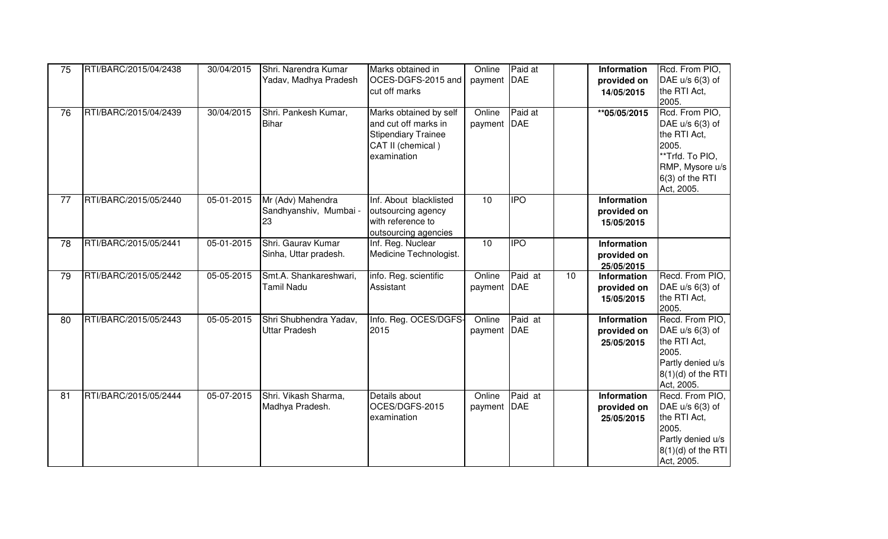| 75 | RTI/BARC/2015/04/2438 | 30/04/2015 | Shri. Narendra Kumar Yadav, Madhya Pradesh | Marks obtained in OCES-DGFS-2015 and cut off marks | Online payment | Paid at DAE | | **Information provided on 14/05/2015** | Rcd. From PIO, DAE u/s 6(3) of the RTI Act, 2005. |
|---|---|---|---|---|---|---|---|---|---|
| 76 | RTI/BARC/2015/04/2439 | 30/04/2015 | Shri. Pankesh Kumar, Bihar | Marks obtained by self and cut off marks in Stipendiary Trainee CAT II (chemical ) examination | Online payment | Paid at DAE | | **\*\*05/05/2015** | Rcd. From PIO, DAE u/s 6(3) of the RTI Act, 2005. \*\*Trfd. To PIO, RMP, Mysore u/s 6(3) of the RTI Act, 2005. |
| 77 | RTI/BARC/2015/05/2440 | 05-01-2015 | Mr (Adv) Mahendra Sandhyanshiv, Mumbai - 23 | Inf. About blacklisted outsourcing agency with reference to outsourcing agencies | 10 | IPO | | **Information provided on 15/05/2015** | |
| 78 | RTI/BARC/2015/05/2441 | 05-01-2015 | Shri. Gaurav Kumar Sinha, Uttar pradesh. | Inf. Reg. Nuclear Medicine Technologist. | 10 | IPO | | **Information provided on 25/05/2015** | |
| 79 | RTI/BARC/2015/05/2442 | 05-05-2015 | Smt.A. Shankareshwari, Tamil Nadu | info. Reg. scientific Assistant | Online payment | Paid at DAE | 10 | **Information provided on 15/05/2015** | Recd. From PIO, DAE u/s 6(3) of the RTI Act, 2005. |
| 80 | RTI/BARC/2015/05/2443 | 05-05-2015 | Shri Shubhendra Yadav, Uttar Pradesh | Info. Reg. OCES/DGFS-2015 | Online payment | Paid at DAE | | **Information provided on 25/05/2015** | Recd. From PIO, DAE u/s 6(3) of the RTI Act, 2005. Partly denied u/s 8(1)(d) of the RTI Act, 2005. |
| 81 | RTI/BARC/2015/05/2444 | 05-07-2015 | Shri. Vikash Sharma, Madhya Pradesh. | Details about OCES/DGFS-2015 examination | Online payment | Paid at DAE | | **Information provided on 25/05/2015** | Recd. From PIO, DAE u/s 6(3) of the RTI Act, 2005. Partly denied u/s 8(1)(d) of the RTI Act, 2005. |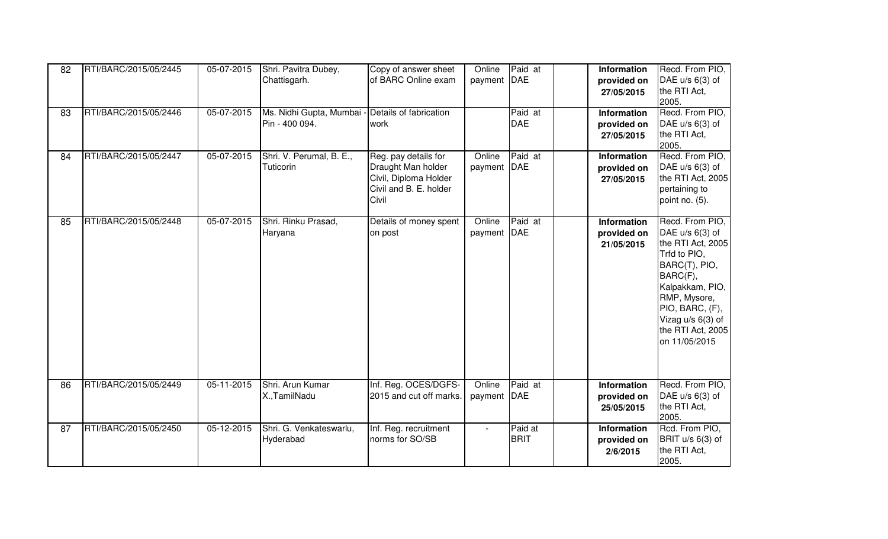| 82 | RTI/BARC/2015/05/2445 | 05-07-2015 | Shri. Pavitra Dubey, Chattisgarh. | Copy of answer sheet of BARC Online exam | Online payment | Paid at DAE | | **Information provided on 27/05/2015** | Recd. From PIO, DAE u/s 6(3) of the RTI Act, 2005. |
|---|---|---|---|---|---|---|---|---|---|
| 83 | RTI/BARC/2015/05/2446 | 05-07-2015 | Ms. Nidhi Gupta, Mumbai - Pin - 400 094. | Details of fabrication work | | Paid at DAE | | **Information provided on 27/05/2015** | Recd. From PIO, DAE u/s 6(3) of the RTI Act, 2005. |
| 84 | RTI/BARC/2015/05/2447 | 05-07-2015 | Shri. V. Perumal, B. E., Tuticorin | Reg. pay details for Draught Man holder Civil, Diploma Holder Civil and B. E. holder Civil | Online payment | Paid at DAE | | **Information provided on 27/05/2015** | Recd. From PIO, DAE u/s 6(3) of the RTI Act, 2005 pertaining to point no. (5). |
| 85 | RTI/BARC/2015/05/2448 | 05-07-2015 | Shri. Rinku Prasad, Haryana | Details of money spent on post | Online payment | Paid at DAE | | **Information provided on 21/05/2015** | Recd. From PIO, DAE u/s 6(3) of the RTI Act, 2005 Trfd to PIO, BARC(T), PIO, BARC(F), Kalpakkam, PIO, RMP, Mysore, PIO, BARC, (F), Vizag u/s 6(3) of the RTI Act, 2005 on 11/05/2015 |
| 86 | RTI/BARC/2015/05/2449 | 05-11-2015 | Shri. Arun Kumar X.,TamilNadu | Inf. Reg. OCES/DGFS-2015 and cut off marks. | Online payment | Paid at DAE | | **Information provided on 25/05/2015** | Recd. From PIO, DAE u/s 6(3) of the RTI Act, 2005. |
| 87 | RTI/BARC/2015/05/2450 | 05-12-2015 | Shri. G. Venkateswarlu, Hyderabad | Inf. Reg. recruitment norms for SO/SB | - | Paid at BRIT | | **Information provided on 2/6/2015** | Rcd. From PIO, BRIT u/s 6(3) of the RTI Act, 2005. |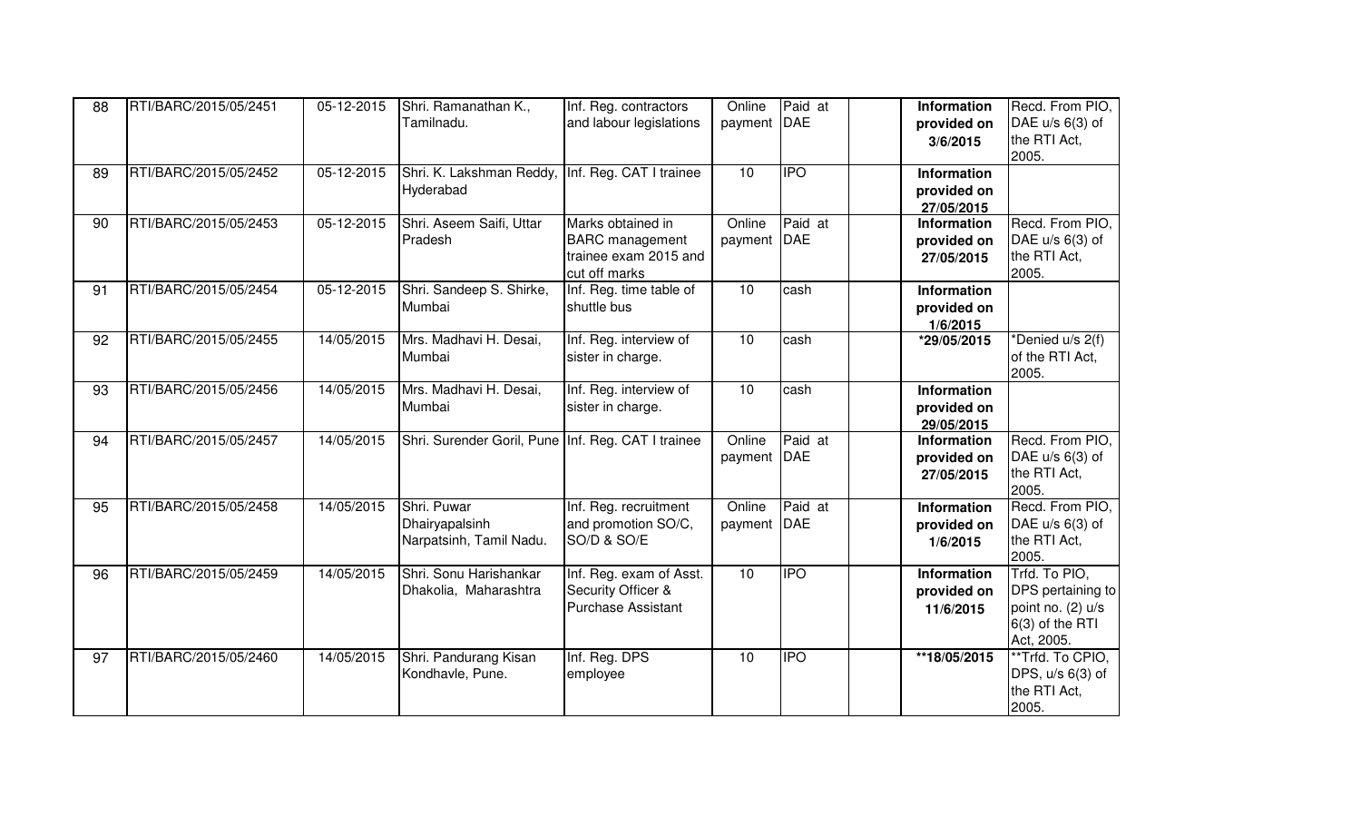| 88 | RTI/BARC/2015/05/2451 | 05-12-2015 | Shri. Ramanathan K., Tamilnadu. | Inf. Reg. contractors and labour legislations | Online payment | Paid at DAE | | **Information provided on 3/6/2015** | Recd. From PIO, DAE u/s 6(3) of the RTI Act, 2005. |
|---|---|---|---|---|---|---|---|---|---|
| 89 | RTI/BARC/2015/05/2452 | 05-12-2015 | Shri. K. Lakshman Reddy, Hyderabad | Inf. Reg. CAT I trainee | 10 | IPO | | **Information provided on 27/05/2015** | |
| 90 | RTI/BARC/2015/05/2453 | 05-12-2015 | Shri. Aseem Saifi, Uttar Pradesh | Marks obtained in BARC management trainee exam 2015 and cut off marks | Online payment | Paid at DAE | | **Information provided on 27/05/2015** | Recd. From PIO, DAE u/s 6(3) of the RTI Act, 2005. |
| 91 | RTI/BARC/2015/05/2454 | 05-12-2015 | Shri. Sandeep S. Shirke, Mumbai | Inf. Reg. time table of shuttle bus | 10 | cash | | **Information provided on 1/6/2015** | |
| 92 | RTI/BARC/2015/05/2455 | 14/05/2015 | Mrs. Madhavi H. Desai, Mumbai | Inf. Reg. interview of sister in charge. | 10 | cash | | ***29/05/2015** | *Denied u/s 2(f) of the RTI Act, 2005. |
| 93 | RTI/BARC/2015/05/2456 | 14/05/2015 | Mrs. Madhavi H. Desai, Mumbai | Inf. Reg. interview of sister in charge. | 10 | cash | | **Information provided on 29/05/2015** | |
| 94 | RTI/BARC/2015/05/2457 | 14/05/2015 | Shri. Surender Goril, Pune | Inf. Reg. CAT I trainee | Online payment | Paid at DAE | | **Information provided on 27/05/2015** | Recd. From PIO, DAE u/s 6(3) of the RTI Act, 2005. |
| 95 | RTI/BARC/2015/05/2458 | 14/05/2015 | Shri. Puwar Dhairyapalsinh Narpatsinh, Tamil Nadu. | Inf. Reg. recruitment and promotion SO/C, SO/D & SO/E | Online payment | Paid at DAE | | **Information provided on 1/6/2015** | Recd. From PIO, DAE u/s 6(3) of the RTI Act, 2005. |
| 96 | RTI/BARC/2015/05/2459 | 14/05/2015 | Shri. Sonu Harishankar Dhakolia, Maharashtra | Inf. Reg. exam of Asst. Security Officer & Purchase Assistant | 10 | IPO | | **Information provided on 11/6/2015** | Trfd. To PIO, DPS pertaining to point no. (2) u/s 6(3) of the RTI Act, 2005. |
| 97 | RTI/BARC/2015/05/2460 | 14/05/2015 | Shri. Pandurang Kisan Kondhavle, Pune. | Inf. Reg. DPS employee | 10 | IPO | | ****18/05/2015** | **Trfd. To CPIO, DPS, u/s 6(3) of the RTI Act, 2005. |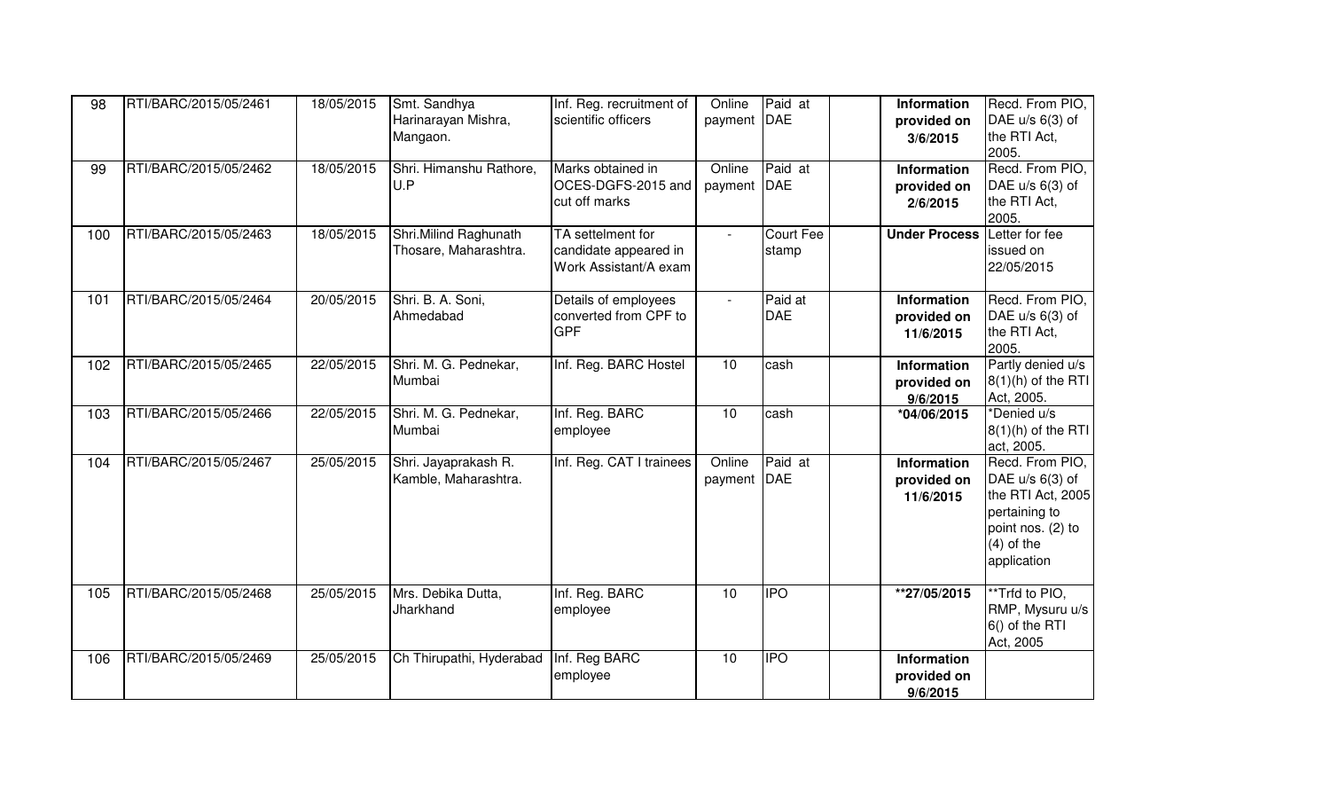| 98 | RTI/BARC/2015/05/2461 | 18/05/2015 | Smt. Sandhya Harinarayan Mishra, Mangaon. | Inf. Reg. recruitment of scientific officers | Online payment | Paid at DAE | | **Information provided on 3/6/2015** | Recd. From PIO, DAE u/s 6(3) of the RTI Act, 2005. |
|---|---|---|---|---|---|---|---|---|---|
| 99 | RTI/BARC/2015/05/2462 | 18/05/2015 | Shri. Himanshu Rathore, U.P | Marks obtained in OCES-DGFS-2015 and cut off marks | Online payment | Paid at DAE | | **Information provided on 2/6/2015** | Recd. From PIO, DAE u/s 6(3) of the RTI Act, 2005. |
| 100 | RTI/BARC/2015/05/2463 | 18/05/2015 | Shri.Milind Raghunath Thosare, Maharashtra. | TA settelment for candidate appeared in Work Assistant/A exam | - | Court Fee stamp | | **Under Process** | Letter for fee issued on 22/05/2015 |
| 101 | RTI/BARC/2015/05/2464 | 20/05/2015 | Shri. B. A. Soni, Ahmedabad | Details of employees converted from CPF to GPF | - | Paid at DAE | | **Information provided on 11/6/2015** | Recd. From PIO, DAE u/s 6(3) of the RTI Act, 2005. |
| 102 | RTI/BARC/2015/05/2465 | 22/05/2015 | Shri. M. G. Pednekar, Mumbai | Inf. Reg. BARC Hostel | 10 | cash | | **Information provided on 9/6/2015** | Partly denied u/s 8(1)(h) of the RTI Act, 2005. |
| 103 | RTI/BARC/2015/05/2466 | 22/05/2015 | Shri. M. G. Pednekar, Mumbai | Inf. Reg. BARC employee | 10 | cash | | **\*04/06/2015** | \*Denied u/s 8(1)(h) of the RTI act, 2005. |
| 104 | RTI/BARC/2015/05/2467 | 25/05/2015 | Shri. Jayaprakash R. Kamble, Maharashtra. | Inf. Reg. CAT I trainees | Online payment | Paid at DAE | | **Information provided on 11/6/2015** | Recd. From PIO, DAE u/s 6(3) of the RTI Act, 2005 pertaining to point nos. (2) to (4) of the application |
| 105 | RTI/BARC/2015/05/2468 | 25/05/2015 | Mrs. Debika Dutta, Jharkhand | Inf. Reg. BARC employee | 10 | IPO | | **\*\*27/05/2015** | \*\*Trfd to PIO, RMP, Mysuru u/s 6() of the RTI Act, 2005 |
| 106 | RTI/BARC/2015/05/2469 | 25/05/2015 | Ch Thirupathi, Hyderabad | Inf. Reg BARC employee | 10 | IPO | | **Information provided on 9/6/2015** | |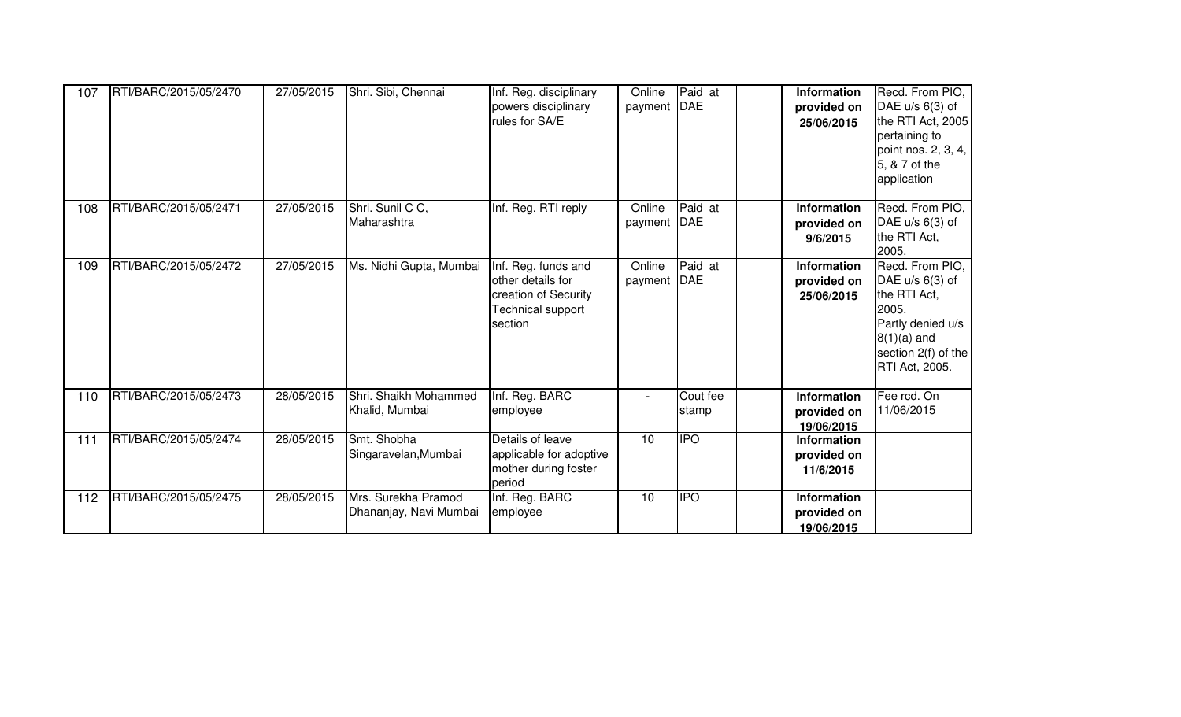| 107 | RTI/BARC/2015/05/2470 | 27/05/2015 | Shri. Sibi, Chennai | Inf. Reg. disciplinary powers disciplinary rules for SA/E | Online payment | Paid at DAE | | **Information provided on 25/06/2015** | Recd. From PIO, DAE u/s 6(3) of the RTI Act, 2005 pertaining to point nos. 2, 3, 4, 5, & 7 of the application |
|---|---|---|---|---|---|---|---|---|---|
| 108 | RTI/BARC/2015/05/2471 | 27/05/2015 | Shri. Sunil C C, Maharashtra | Inf. Reg. RTI reply | Online payment | Paid at DAE | | **Information provided on 9/6/2015** | Recd. From PIO, DAE u/s 6(3) of the RTI Act, 2005. |
| 109 | RTI/BARC/2015/05/2472 | 27/05/2015 | Ms. Nidhi Gupta, Mumbai | Inf. Reg. funds and other details for creation of Security Technical support section | Online payment | Paid at DAE | | **Information provided on 25/06/2015** | Recd. From PIO, DAE u/s 6(3) of the RTI Act, 2005. Partly denied u/s 8(1)(a) and section 2(f) of the RTI Act, 2005. |
| 110 | RTI/BARC/2015/05/2473 | 28/05/2015 | Shri. Shaikh Mohammed Khalid, Mumbai | Inf. Reg. BARC employee | - | Cout fee stamp | | **Information provided on 19/06/2015** | Fee rcd. On 11/06/2015 |
| 111 | RTI/BARC/2015/05/2474 | 28/05/2015 | Smt. Shobha Singaravelan,Mumbai | Details of leave applicable for adoptive mother during foster period | 10 | IPO | | **Information provided on 11/6/2015** | |
| 112 | RTI/BARC/2015/05/2475 | 28/05/2015 | Mrs. Surekha Pramod Dhananjay, Navi Mumbai | Inf. Reg. BARC employee | 10 | IPO | | **Information provided on 19/06/2015** | |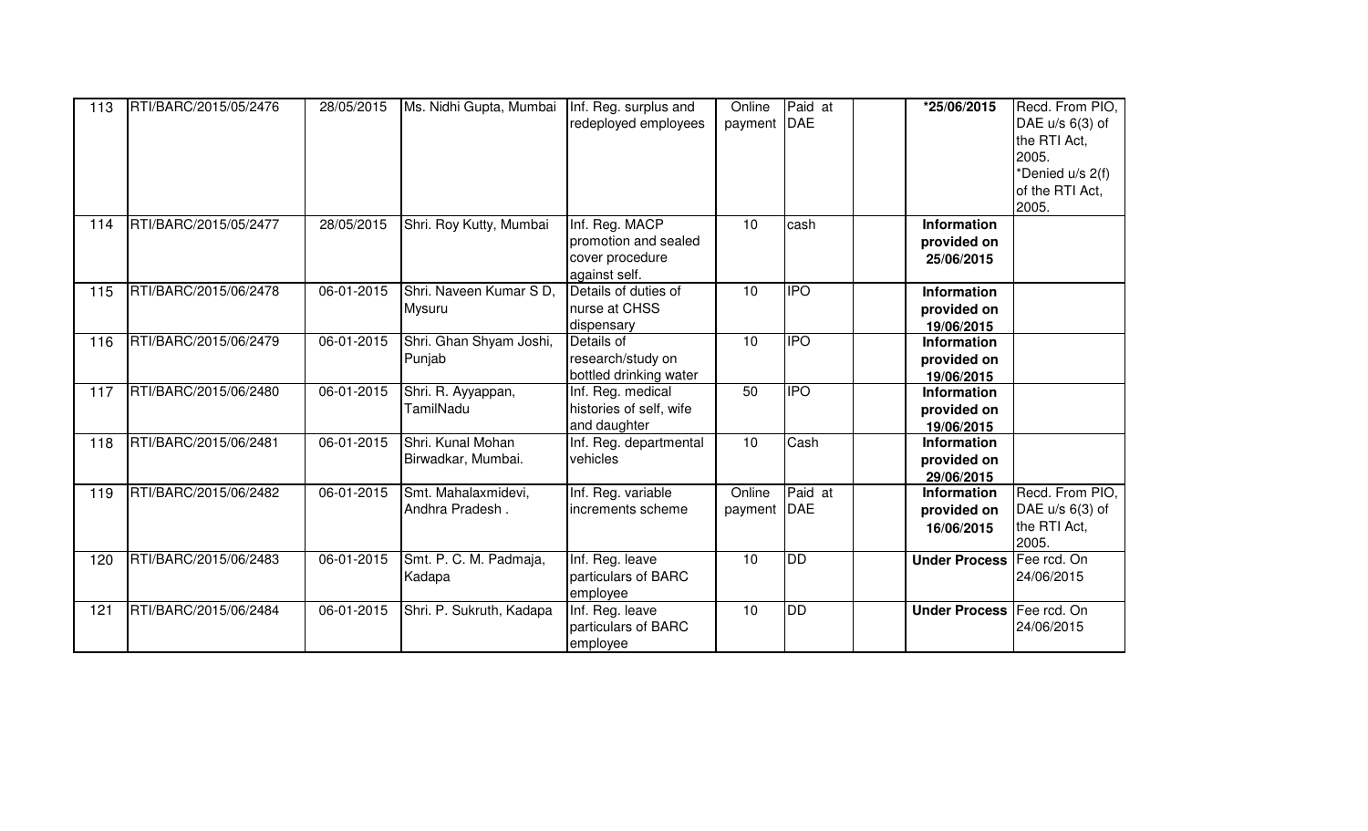| 113 | RTI/BARC/2015/05/2476 | 28/05/2015 | Ms. Nidhi Gupta, Mumbai | Inf. Reg. surplus and redeployed employees | Online payment | Paid at DAE | | ***25/06/2015** | Recd. From PIO, DAE u/s 6(3) of the RTI Act, 2005. *Denied u/s 2(f) of the RTI Act, 2005. |
|---|---|---|---|---|---|---|---|---|---|
| 114 | RTI/BARC/2015/05/2477 | 28/05/2015 | Shri. Roy Kutty, Mumbai | Inf. Reg. MACP promotion and sealed cover procedure against self. | 10 | cash | | **Information provided on 25/06/2015** | |
| 115 | RTI/BARC/2015/06/2478 | 06-01-2015 | Shri. Naveen Kumar S D, Mysuru | Details of duties of nurse at CHSS dispensary | 10 | IPO | | **Information provided on 19/06/2015** | |
| 116 | RTI/BARC/2015/06/2479 | 06-01-2015 | Shri. Ghan Shyam Joshi, Punjab | Details of research/study on bottled drinking water | 10 | IPO | | **Information provided on 19/06/2015** | |
| 117 | RTI/BARC/2015/06/2480 | 06-01-2015 | Shri. R. Ayyappan, TamilNadu | Inf. Reg. medical histories of self, wife and daughter | 50 | IPO | | **Information provided on 19/06/2015** | |
| 118 | RTI/BARC/2015/06/2481 | 06-01-2015 | Shri. Kunal Mohan Birwadkar, Mumbai. | Inf. Reg. departmental vehicles | 10 | Cash | | **Information provided on 29/06/2015** | |
| 119 | RTI/BARC/2015/06/2482 | 06-01-2015 | Smt. Mahalaxmidevi, Andhra Pradesh . | Inf. Reg. variable increments scheme | Online payment | Paid at DAE | | **Information provided on 16/06/2015** | Recd. From PIO, DAE u/s 6(3) of the RTI Act, 2005. |
| 120 | RTI/BARC/2015/06/2483 | 06-01-2015 | Smt. P. C. M. Padmaja, Kadapa | Inf. Reg. leave particulars of BARC employee | 10 | DD | | **Under Process** | Fee rcd. On 24/06/2015 |
| 121 | RTI/BARC/2015/06/2484 | 06-01-2015 | Shri. P. Sukruth, Kadapa | Inf. Reg. leave particulars of BARC employee | 10 | DD | | **Under Process** | Fee rcd. On 24/06/2015 |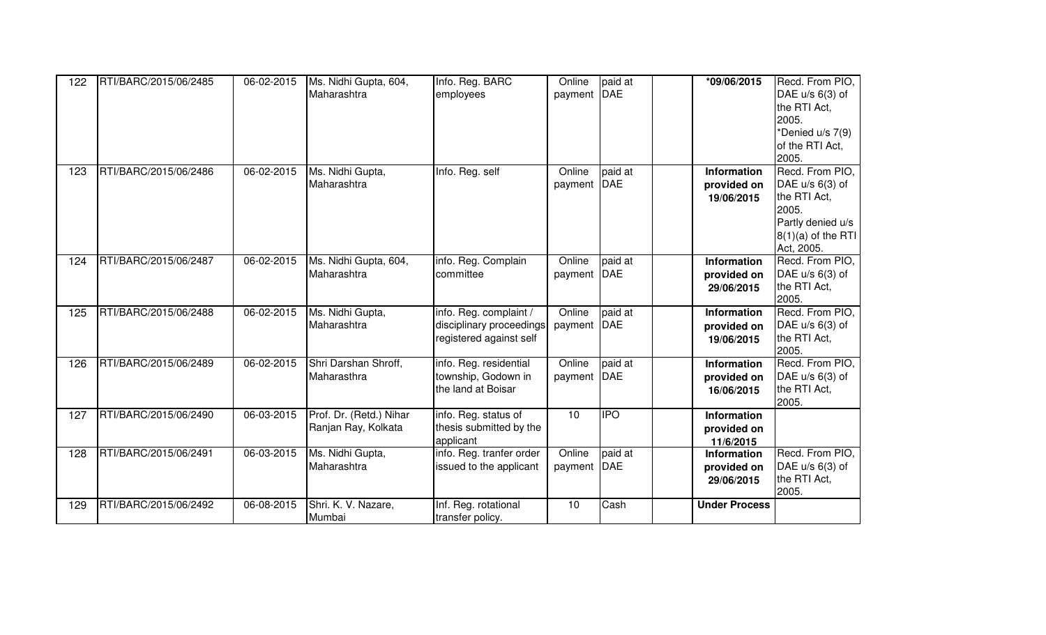| 122 | RTI/BARC/2015/06/2485 | 06-02-2015 | Ms. Nidhi Gupta, 604, Maharashtra | Info. Reg. BARC employees | Online payment | paid at DAE | | ***09/06/2015** | Recd. From PIO, DAE u/s 6(3) of the RTI Act, 2005. *Denied u/s 7(9) of the RTI Act, 2005. |
|---|---|---|---|---|---|---|---|---|---|
| 123 | RTI/BARC/2015/06/2486 | 06-02-2015 | Ms. Nidhi Gupta, Maharashtra | Info. Reg. self | Online payment | paid at DAE | | **Information provided on 19/06/2015** | Recd. From PIO, DAE u/s 6(3) of the RTI Act, 2005. Partly denied u/s 8(1)(a) of the RTI Act, 2005. |
| 124 | RTI/BARC/2015/06/2487 | 06-02-2015 | Ms. Nidhi Gupta, 604, Maharashtra | info. Reg. Complain committee | Online payment | paid at DAE | | **Information provided on 29/06/2015** | Recd. From PIO, DAE u/s 6(3) of the RTI Act, 2005. |
| 125 | RTI/BARC/2015/06/2488 | 06-02-2015 | Ms. Nidhi Gupta, Maharashtra | info. Reg. complaint / disciplinary proceedings registered against self | Online payment | paid at DAE | | **Information provided on 19/06/2015** | Recd. From PIO, DAE u/s 6(3) of the RTI Act, 2005. |
| 126 | RTI/BARC/2015/06/2489 | 06-02-2015 | Shri Darshan Shroff, Maharasthra | info. Reg. residential township, Godown in the land at Boisar | Online payment | paid at DAE | | **Information provided on 16/06/2015** | Recd. From PIO, DAE u/s 6(3) of the RTI Act, 2005. |
| 127 | RTI/BARC/2015/06/2490 | 06-03-2015 | Prof. Dr. (Retd.) Nihar Ranjan Ray, Kolkata | info. Reg. status of thesis submitted by the applicant | 10 | IPO | | **Information provided on 11/6/2015** | |
| 128 | RTI/BARC/2015/06/2491 | 06-03-2015 | Ms. Nidhi Gupta, Maharashtra | info. Reg. tranfer order issued to the applicant | Online payment | paid at DAE | | **Information provided on 29/06/2015** | Recd. From PIO, DAE u/s 6(3) of the RTI Act, 2005. |
| 129 | RTI/BARC/2015/06/2492 | 06-08-2015 | Shri. K. V. Nazare, Mumbai | Inf. Reg. rotational transfer policy. | 10 | Cash | | **Under Process** | |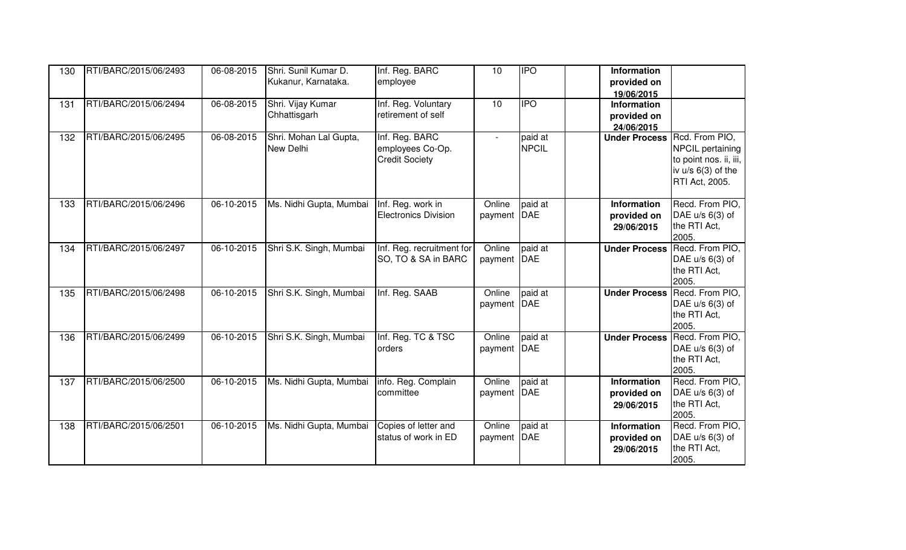| 130 | RTI/BARC/2015/06/2493 | 06-08-2015 | Shri. Sunil Kumar D. Kukanur, Karnataka. | Inf. Reg. BARC employee | 10 | IPO | | **Information provided on 19/06/2015** | |
|---|---|---|---|---|---|---|---|---|---|
| 131 | RTI/BARC/2015/06/2494 | 06-08-2015 | Shri. Vijay Kumar Chhattisgarh | Inf. Reg. Voluntary retirement of self | 10 | IPO | | **Information provided on 24/06/2015** | |
| 132 | RTI/BARC/2015/06/2495 | 06-08-2015 | Shri. Mohan Lal Gupta, New Delhi | Inf. Reg. BARC employees Co-Op. Credit Society | - | paid at NPCIL | | **Under Process** | Rcd. From PIO, NPCIL pertaining to point nos. ii, iii, iv u/s 6(3) of the RTI Act, 2005. |
| 133 | RTI/BARC/2015/06/2496 | 06-10-2015 | Ms. Nidhi Gupta, Mumbai | Inf. Reg. work in Electronics Division | Online payment | paid at DAE | | **Information provided on 29/06/2015** | Recd. From PIO, DAE u/s 6(3) of the RTI Act, 2005. |
| 134 | RTI/BARC/2015/06/2497 | 06-10-2015 | Shri S.K. Singh, Mumbai | Inf. Reg. recruitment for SO, TO & SA in BARC | Online payment | paid at DAE | | **Under Process** | Recd. From PIO, DAE u/s 6(3) of the RTI Act, 2005. |
| 135 | RTI/BARC/2015/06/2498 | 06-10-2015 | Shri S.K. Singh, Mumbai | Inf. Reg. SAAB | Online payment | paid at DAE | | **Under Process** | Recd. From PIO, DAE u/s 6(3) of the RTI Act, 2005. |
| 136 | RTI/BARC/2015/06/2499 | 06-10-2015 | Shri S.K. Singh, Mumbai | Inf. Reg. TC & TSC orders | Online payment | paid at DAE | | **Under Process** | Recd. From PIO, DAE u/s 6(3) of the RTI Act, 2005. |
| 137 | RTI/BARC/2015/06/2500 | 06-10-2015 | Ms. Nidhi Gupta, Mumbai | info. Reg. Complain committee | Online payment | paid at DAE | | **Information provided on 29/06/2015** | Recd. From PIO, DAE u/s 6(3) of the RTI Act, 2005. |
| 138 | RTI/BARC/2015/06/2501 | 06-10-2015 | Ms. Nidhi Gupta, Mumbai | Copies of letter and status of work in ED | Online payment | paid at DAE | | **Information provided on 29/06/2015** | Recd. From PIO, DAE u/s 6(3) of the RTI Act, 2005. |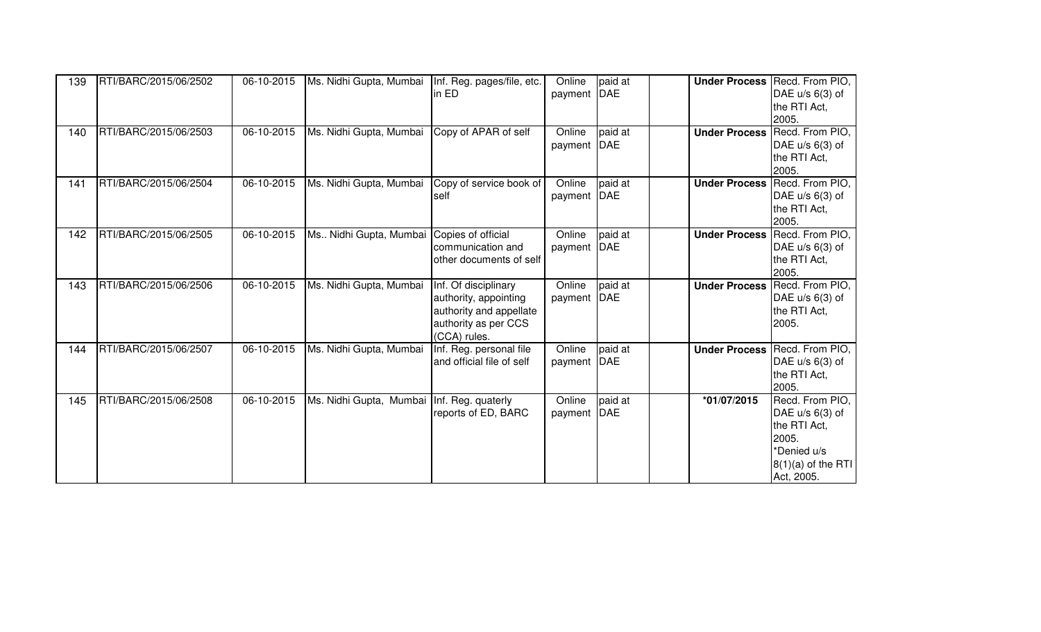| 139 | RTI/BARC/2015/06/2502 | 06-10-2015 | Ms. Nidhi Gupta, Mumbai | Inf. Reg. pages/file, etc. in ED | Online payment | paid at DAE | | **Under Process** | Recd. From PIO, DAE u/s 6(3) of the RTI Act, 2005. |
|---|---|---|---|---|---|---|---|---|---|
| 140 | RTI/BARC/2015/06/2503 | 06-10-2015 | Ms. Nidhi Gupta, Mumbai | Copy of APAR of self | Online payment | paid at DAE | | **Under Process** | Recd. From PIO, DAE u/s 6(3) of the RTI Act, 2005. |
| 141 | RTI/BARC/2015/06/2504 | 06-10-2015 | Ms. Nidhi Gupta, Mumbai | Copy of service book of self | Online payment | paid at DAE | | **Under Process** | Recd. From PIO, DAE u/s 6(3) of the RTI Act, 2005. |
| 142 | RTI/BARC/2015/06/2505 | 06-10-2015 | Ms.. Nidhi Gupta, Mumbai | Copies of official communication and other documents of self | Online payment | paid at DAE | | **Under Process** | Recd. From PIO, DAE u/s 6(3) of the RTI Act, 2005. |
| 143 | RTI/BARC/2015/06/2506 | 06-10-2015 | Ms. Nidhi Gupta, Mumbai | Inf. Of disciplinary authority, appointing authority and appellate authority as per CCS (CCA) rules. | Online payment | paid at DAE | | **Under Process** | Recd. From PIO, DAE u/s 6(3) of the RTI Act, 2005. |
| 144 | RTI/BARC/2015/06/2507 | 06-10-2015 | Ms. Nidhi Gupta, Mumbai | Inf. Reg. personal file and official file of self | Online payment | paid at DAE | | **Under Process** | Recd. From PIO, DAE u/s 6(3) of the RTI Act, 2005. |
| 145 | RTI/BARC/2015/06/2508 | 06-10-2015 | Ms. Nidhi Gupta, Mumbai | Inf. Reg. quaterly reports of ED, BARC | Online payment | paid at DAE | | **\*01/07/2015** | Recd. From PIO, DAE u/s 6(3) of the RTI Act, 2005. \*Denied u/s 8(1)(a) of the RTI Act, 2005. |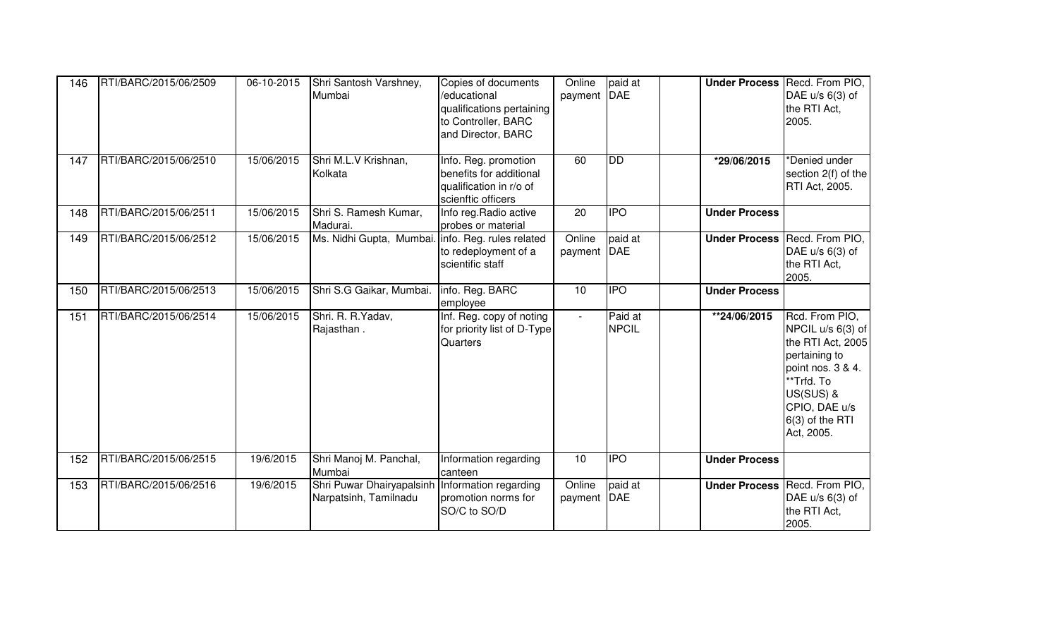| 146 | RTI/BARC/2015/06/2509 | 06-10-2015 | Shri Santosh Varshney, Mumbai | Copies of documents /educational qualifications pertaining to Controller, BARC and Director, BARC | Online payment | paid at DAE | | **Under Process** | Recd. From PIO, DAE u/s 6(3) of the RTI Act, 2005. |
|---|---|---|---|---|---|---|---|---|---|
| 147 | RTI/BARC/2015/06/2510 | 15/06/2015 | Shri M.L.V Krishnan, Kolkata | Info. Reg. promotion benefits for additional qualification in r/o of scienftic officers | 60 | DD | | ***29/06/2015** | *Denied under section 2(f) of the RTI Act, 2005. |
| 148 | RTI/BARC/2015/06/2511 | 15/06/2015 | Shri S. Ramesh Kumar, Madurai. | Info reg.Radio active probes or material | 20 | IPO | | **Under Process** | |
| 149 | RTI/BARC/2015/06/2512 | 15/06/2015 | Ms. Nidhi Gupta, Mumbai. | info. Reg. rules related to redeployment of a scientific staff | Online payment | paid at DAE | | **Under Process** | Recd. From PIO, DAE u/s 6(3) of the RTI Act, 2005. |
| 150 | RTI/BARC/2015/06/2513 | 15/06/2015 | Shri S.G Gaikar, Mumbai. | info. Reg. BARC employee | 10 | IPO | | **Under Process** | |
| 151 | RTI/BARC/2015/06/2514 | 15/06/2015 | Shri. R. R.Yadav, Rajasthan . | Inf. Reg. copy of noting for priority list of D-Type Quarters | - | Paid at NPCIL | | ****24/06/2015** | Rcd. From PIO, NPCIL u/s 6(3) of the RTI Act, 2005 pertaining to point nos. 3 & 4. **Trfd. To US(SUS) & CPIO, DAE u/s 6(3) of the RTI Act, 2005. |
| 152 | RTI/BARC/2015/06/2515 | 19/6/2015 | Shri Manoj M. Panchal, Mumbai | Information regarding canteen | 10 | IPO | | **Under Process** | |
| 153 | RTI/BARC/2015/06/2516 | 19/6/2015 | Shri Puwar Dhairyapalsinh Narpatsinh, Tamilnadu | Information regarding promotion norms for SO/C to SO/D | Online payment | paid at DAE | | **Under Process** | Recd. From PIO, DAE u/s 6(3) of the RTI Act, 2005. |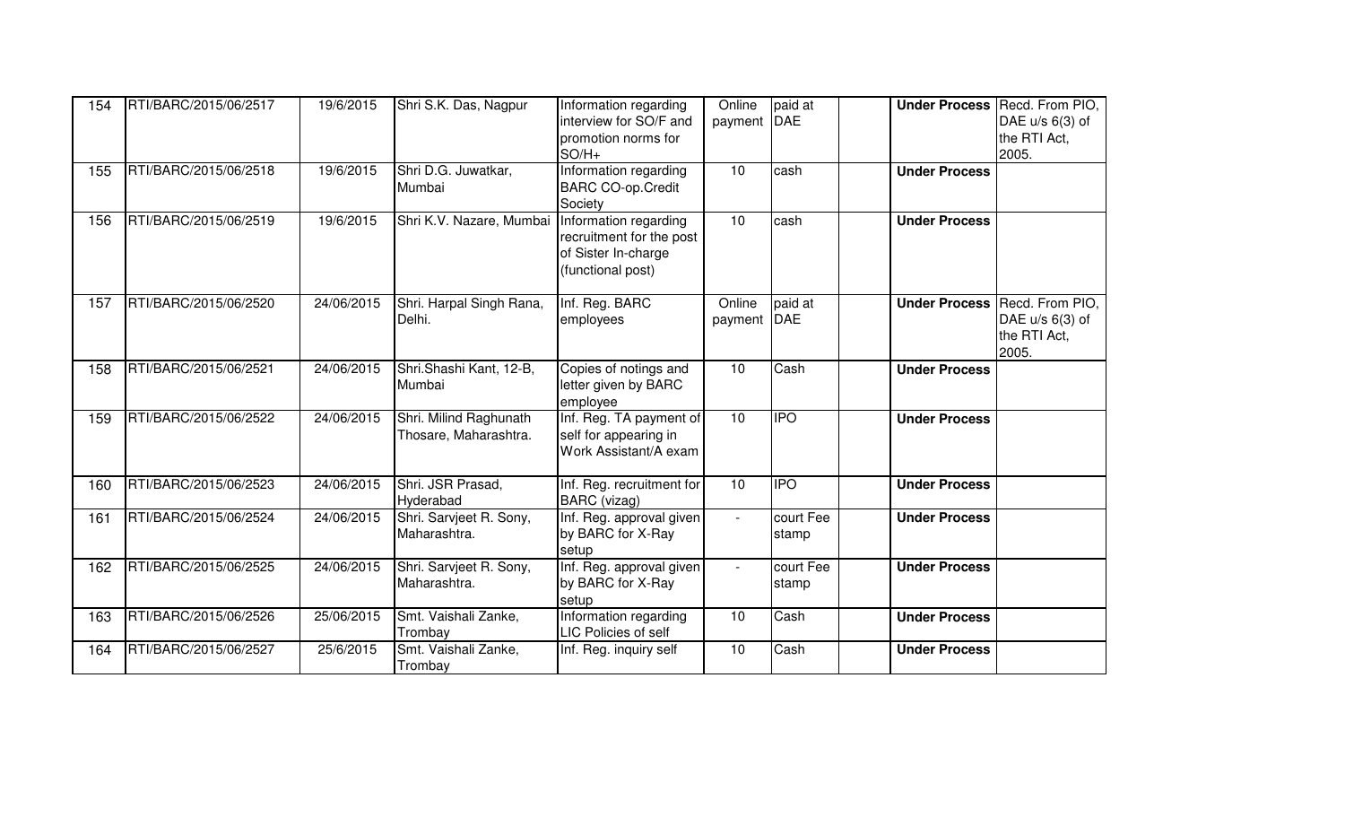| 154 | RTI/BARC/2015/06/2517 | 19/6/2015 | Shri S.K. Das, Nagpur | Information regarding interview for SO/F and promotion norms for SO/H+ | Online payment | paid at DAE | | **Under Process** | Recd. From PIO, DAE u/s 6(3) of the RTI Act, 2005. |
|---|---|---|---|---|---|---|---|---|---|
| 155 | RTI/BARC/2015/06/2518 | 19/6/2015 | Shri D.G. Juwatkar, Mumbai | Information regarding BARC CO-op.Credit Society | 10 | cash | | **Under Process** | |
| 156 | RTI/BARC/2015/06/2519 | 19/6/2015 | Shri K.V. Nazare, Mumbai | Information regarding recruitment for the post of Sister In-charge (functional post) | 10 | cash | | **Under Process** | |
| 157 | RTI/BARC/2015/06/2520 | 24/06/2015 | Shri. Harpal Singh Rana, Delhi. | Inf. Reg. BARC employees | Online payment | paid at DAE | | **Under Process** | Recd. From PIO, DAE u/s 6(3) of the RTI Act, 2005. |
| 158 | RTI/BARC/2015/06/2521 | 24/06/2015 | Shri.Shashi Kant, 12-B, Mumbai | Copies of notings and letter given by BARC employee | 10 | Cash | | **Under Process** | |
| 159 | RTI/BARC/2015/06/2522 | 24/06/2015 | Shri. Milind Raghunath Thosare, Maharashtra. | Inf. Reg. TA payment of self for appearing in Work Assistant/A exam | 10 | IPO | | **Under Process** | |
| 160 | RTI/BARC/2015/06/2523 | 24/06/2015 | Shri. JSR Prasad, Hyderabad | Inf. Reg. recruitment for BARC (vizag) | 10 | IPO | | **Under Process** | |
| 161 | RTI/BARC/2015/06/2524 | 24/06/2015 | Shri. Sarvjeet R. Sony, Maharashtra. | Inf. Reg. approval given by BARC for X-Ray setup | - | court Fee stamp | | **Under Process** | |
| 162 | RTI/BARC/2015/06/2525 | 24/06/2015 | Shri. Sarvjeet R. Sony, Maharashtra. | Inf. Reg. approval given by BARC for X-Ray setup | - | court Fee stamp | | **Under Process** | |
| 163 | RTI/BARC/2015/06/2526 | 25/06/2015 | Smt. Vaishali Zanke, Trombay | Information regarding LIC Policies of self | 10 | Cash | | **Under Process** | |
| 164 | RTI/BARC/2015/06/2527 | 25/6/2015 | Smt. Vaishali Zanke, Trombay | Inf. Reg. inquiry self | 10 | Cash | | **Under Process** | |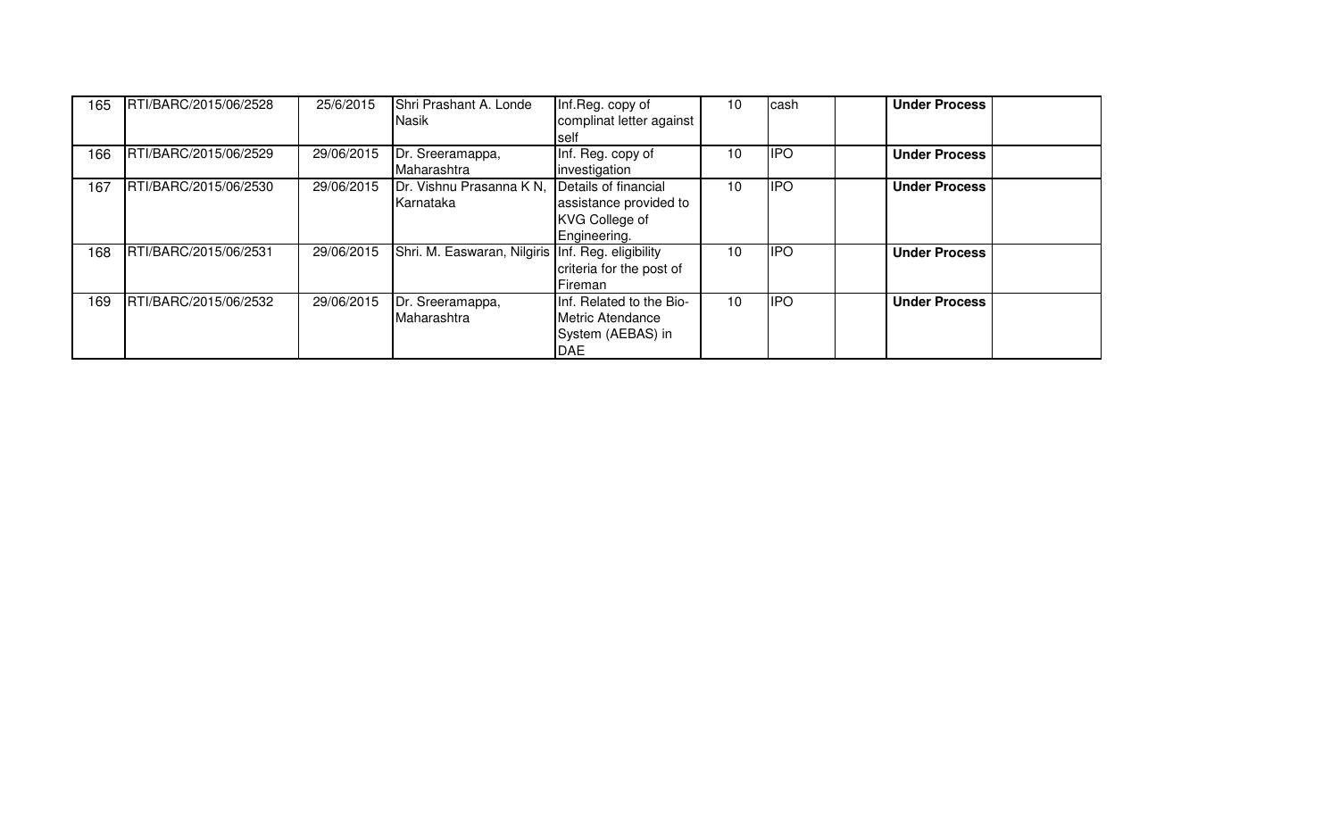| 165 | RTI/BARC/2015/06/2528 | 25/6/2015 | Shri Prashant A. Londe Nasik | Inf.Reg. copy of complinat letter against self | 10 | cash | | **Under Process** | |
|---|---|---|---|---|---|---|---|---|---|
| 166 | RTI/BARC/2015/06/2529 | 29/06/2015 | Dr. Sreeramappa, Maharashtra | Inf. Reg. copy of investigation | 10 | IPO | | **Under Process** | |
| 167 | RTI/BARC/2015/06/2530 | 29/06/2015 | Dr. Vishnu Prasanna K N, Karnataka | Details of financial assistance provided to KVG College of Engineering. | 10 | IPO | | **Under Process** | |
| 168 | RTI/BARC/2015/06/2531 | 29/06/2015 | Shri. M. Easwaran, Nilgiris | Inf. Reg. eligibility criteria for the post of Fireman | 10 | IPO | | **Under Process** | |
| 169 | RTI/BARC/2015/06/2532 | 29/06/2015 | Dr. Sreeramappa, Maharashtra | Inf. Related to the Bio-Metric Atendance System (AEBAS) in DAE | 10 | IPO | | **Under Process** | |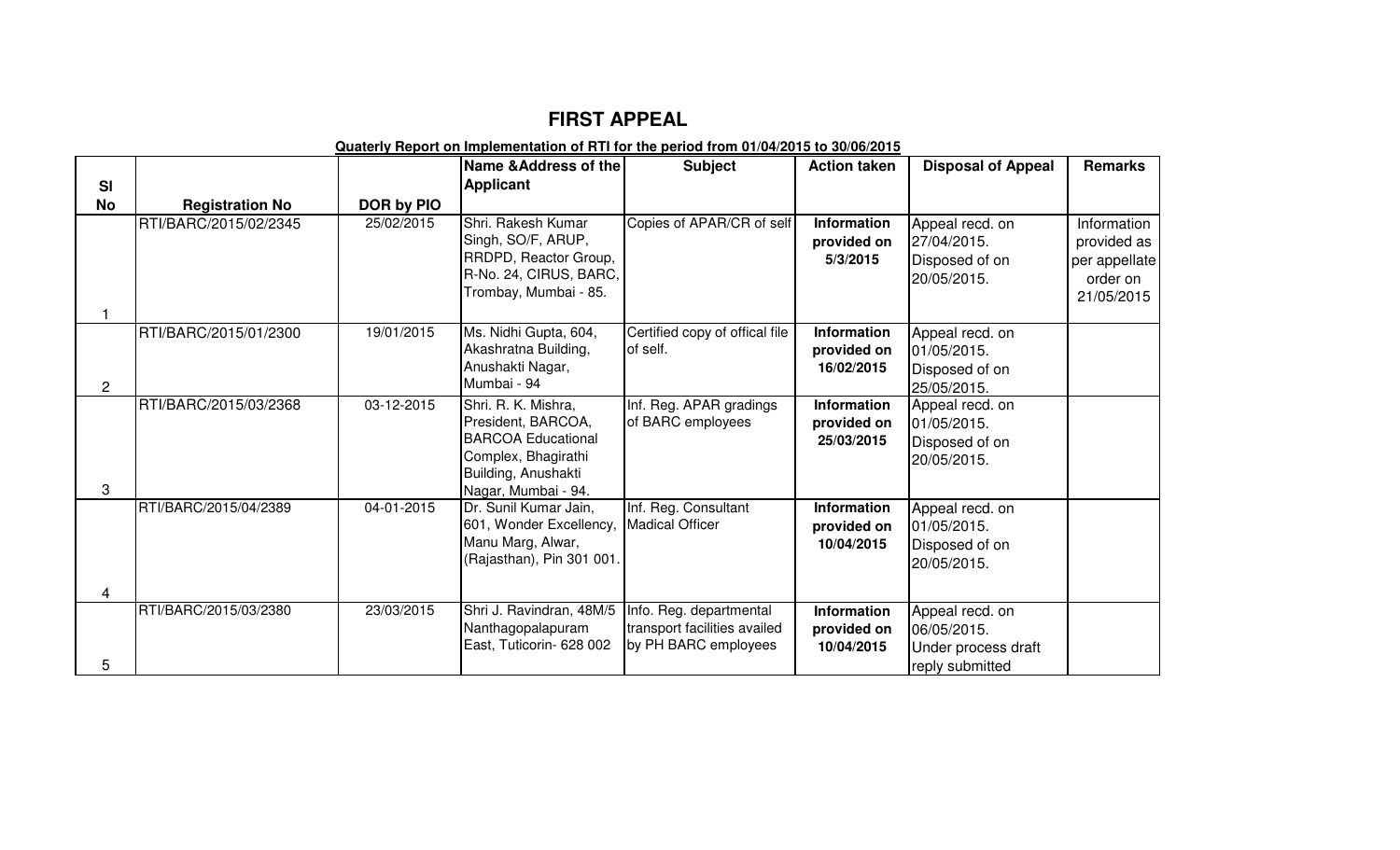# FIRST APPEAL

**Quaterly Report on Implementation of RTI for the period from 01/04/2015 to 30/06/2015**

| Sl No | Registration No | DOR by PIO | Name &Address of the Applicant | Subject | Action taken | Disposal of Appeal | Remarks |
|---|---|---|---|---|---|---|---|
| 1 | RTI/BARC/2015/02/2345 | 25/02/2015 | Shri. Rakesh Kumar Singh, SO/F, ARUP, RRDPD, Reactor Group, R-No. 24, CIRUS, BARC, Trombay, Mumbai - 85. | Copies of APAR/CR of self | **Information provided on 5/3/2015** | Appeal recd. on 27/04/2015. Disposed of on 20/05/2015. | Information provided as per appellate order on 21/05/2015 |
| 2 | RTI/BARC/2015/01/2300 | 19/01/2015 | Ms. Nidhi Gupta, 604, Akashratna Building, Anushakti Nagar, Mumbai - 94 | Certified copy of offical file of self. | **Information provided on 16/02/2015** | Appeal recd. on 01/05/2015. Disposed of on 25/05/2015. | |
| 3 | RTI/BARC/2015/03/2368 | 03-12-2015 | Shri. R. K. Mishra, President, BARCOA, BARCOA Educational Complex, Bhagirathi Building, Anushakti Nagar, Mumbai - 94. | Inf. Reg. APAR gradings of BARC employees | **Information provided on 25/03/2015** | Appeal recd. on 01/05/2015. Disposed of on 20/05/2015. | |
| 4 | RTI/BARC/2015/04/2389 | 04-01-2015 | Dr. Sunil Kumar Jain, 601, Wonder Excellency, Manu Marg, Alwar, (Rajasthan), Pin 301 001. | Inf. Reg. Consultant Madical Officer | **Information provided on 10/04/2015** | Appeal recd. on 01/05/2015. Disposed of on 20/05/2015. | |
| 5 | RTI/BARC/2015/03/2380 | 23/03/2015 | Shri J. Ravindran, 48M/5 Nanthagopalapuram East, Tuticorin- 628 002 | Info. Reg. departmental transport facilities availed by PH BARC employees | **Information provided on 10/04/2015** | Appeal recd. on 06/05/2015. Under process draft reply submitted | |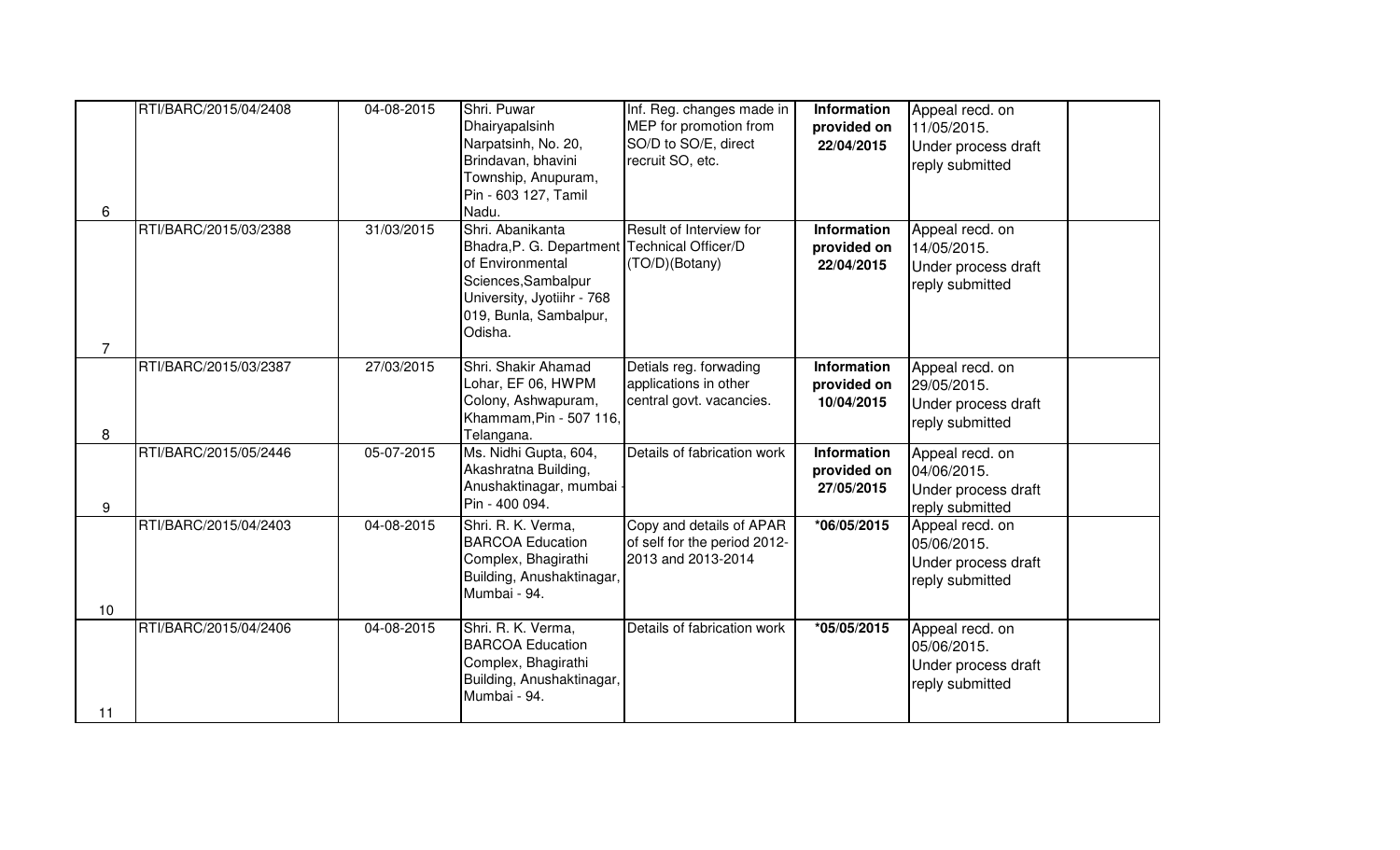| | | | | | | | |
|---|---|---|---|---|---|---|---|
| 6 | RTI/BARC/2015/04/2408 | 04-08-2015 | Shri. Puwar Dhairyapalsinh Narpatsinh, No. 20, Brindavan, bhavini Township, Anupuram, Pin - 603 127, Tamil Nadu. | Inf. Reg. changes made in MEP for promotion from SO/D to SO/E, direct recruit SO, etc. | **Information provided on 22/04/2015** | Appeal recd. on 11/05/2015. Under process draft reply submitted | |
| 7 | RTI/BARC/2015/03/2388 | 31/03/2015 | Shri. Abanikanta Bhadra,P. G. Department of Environmental Sciences,Sambalpur University, Jyotiihr - 768 019, Bunla, Sambalpur, Odisha. | Result of Interview for Technical Officer/D (TO/D)(Botany) | **Information provided on 22/04/2015** | Appeal recd. on 14/05/2015. Under process draft reply submitted | |
| 8 | RTI/BARC/2015/03/2387 | 27/03/2015 | Shri. Shakir Ahamad Lohar, EF 06, HWPM Colony, Ashwapuram, Khammam,Pin - 507 116, Telangana. | Detials reg. forwading applications in other central govt. vacancies. | **Information provided on 10/04/2015** | Appeal recd. on 29/05/2015. Under process draft reply submitted | |
| 9 | RTI/BARC/2015/05/2446 | 05-07-2015 | Ms. Nidhi Gupta, 604, Akashratna Building, Anushaktinagar, mumbai - Pin - 400 094. | Details of fabrication work | **Information provided on 27/05/2015** | Appeal recd. on 04/06/2015. Under process draft reply submitted | |
| 10 | RTI/BARC/2015/04/2403 | 04-08-2015 | Shri. R. K. Verma, BARCOA Education Complex, Bhagirathi Building, Anushaktinagar, Mumbai - 94. | Copy and details of APAR of self for the period 2012-2013 and 2013-2014 | **\*06/05/2015** | Appeal recd. on 05/06/2015. Under process draft reply submitted | |
| 11 | RTI/BARC/2015/04/2406 | 04-08-2015 | Shri. R. K. Verma, BARCOA Education Complex, Bhagirathi Building, Anushaktinagar, Mumbai - 94. | Details of fabrication work | **\*05/05/2015** | Appeal recd. on 05/06/2015. Under process draft reply submitted | |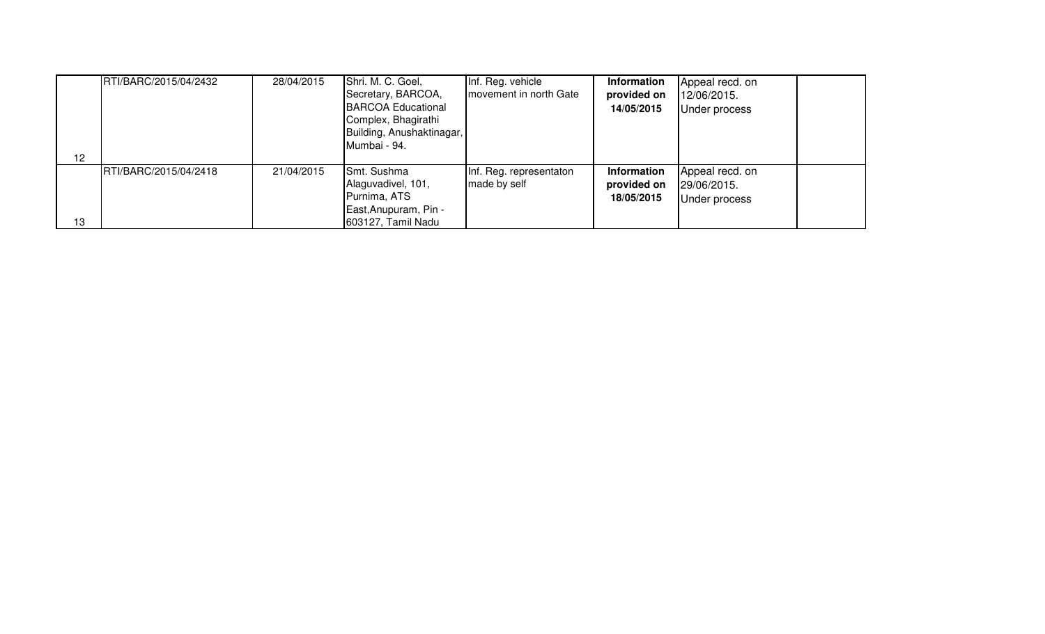| | | | | | | | |
|---|---|---|---|---|---|---|---|
| 12 | RTI/BARC/2015/04/2432 | 28/04/2015 | Shri. M. C. Goel, Secretary, BARCOA, BARCOA Educational Complex, Bhagirathi Building, Anushaktinagar, Mumbai - 94. | Inf. Reg. vehicle movement in north Gate | **Information provided on 14/05/2015** | Appeal recd. on 12/06/2015. Under process | |
| 13 | RTI/BARC/2015/04/2418 | 21/04/2015 | Smt. Sushma Alaguvadivel, 101, Purnima, ATS East,Anupuram, Pin - 603127, Tamil Nadu | Inf. Reg. representaton made by self | **Information provided on 18/05/2015** | Appeal recd. on 29/06/2015. Under process | |